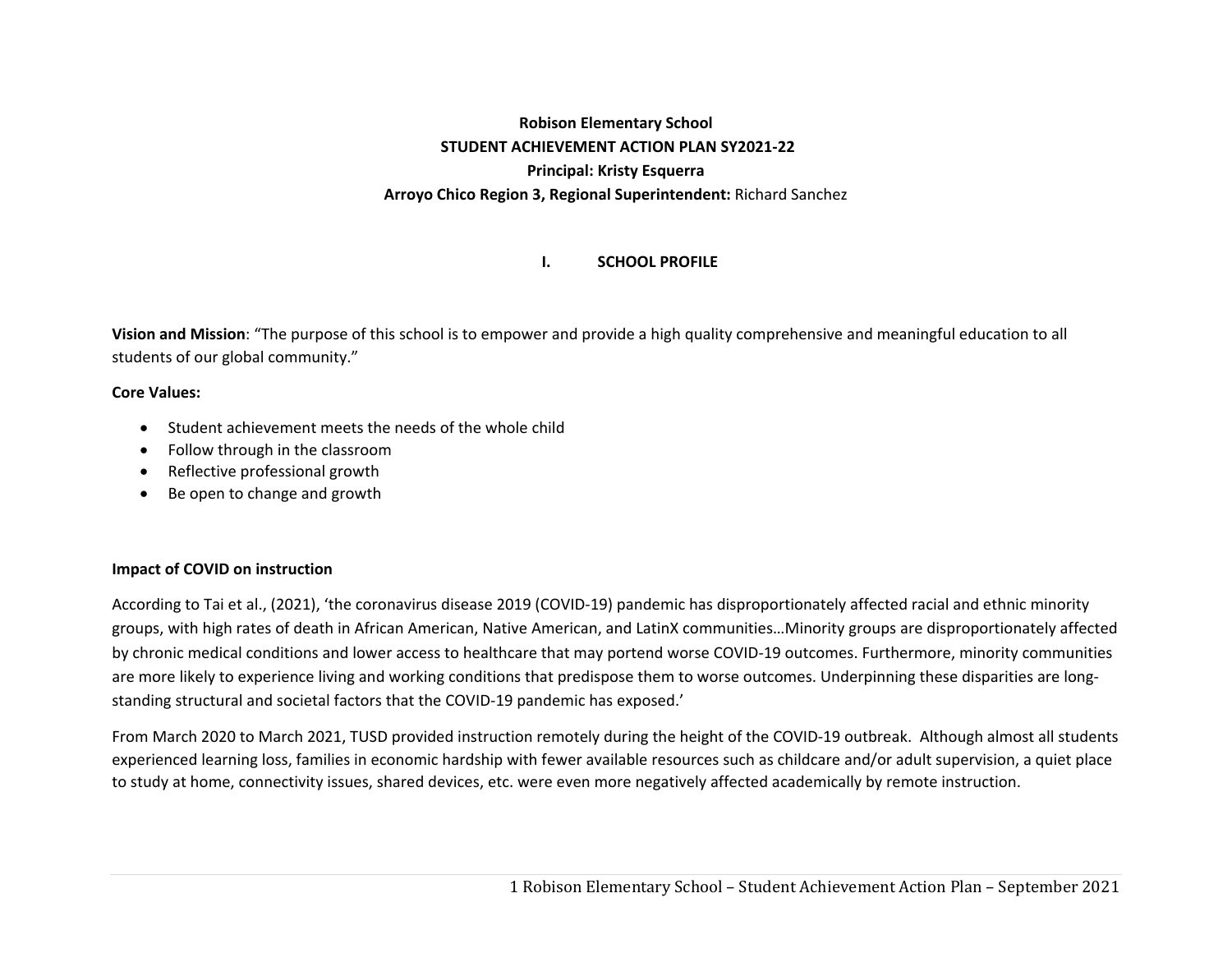**Robison Elementary School**

**STUDENT ACHIEVEMENT ACTION PLAN SY2021-22**

**Principal: Kristy Esquerra**

**Arroyo Chico Region 3, Regional Superintendent:** Richard Sanchez

## I. SCHOOL PROFILE

**Vision and Mission**: "The purpose of this school is to empower and provide a high quality comprehensive and meaningful education to all students of our global community."

**Core Values:**

- Student achievement meets the needs of the whole child
- Follow through in the classroom
- Reflective professional growth
- Be open to change and growth

**Impact of COVID on instruction**

According to Tai et al., (2021), 'the coronavirus disease 2019 (COVID-19) pandemic has disproportionately affected racial and ethnic minority groups, with high rates of death in African American, Native American, and LatinX communities…Minority groups are disproportionately affected by chronic medical conditions and lower access to healthcare that may portend worse COVID-19 outcomes. Furthermore, minority communities are more likely to experience living and working conditions that predispose them to worse outcomes. Underpinning these disparities are long-standing structural and societal factors that the COVID-19 pandemic has exposed.'

From March 2020 to March 2021, TUSD provided instruction remotely during the height of the COVID-19 outbreak. Although almost all students experienced learning loss, families in economic hardship with fewer available resources such as childcare and/or adult supervision, a quiet place to study at home, connectivity issues, shared devices, etc. were even more negatively affected academically by remote instruction.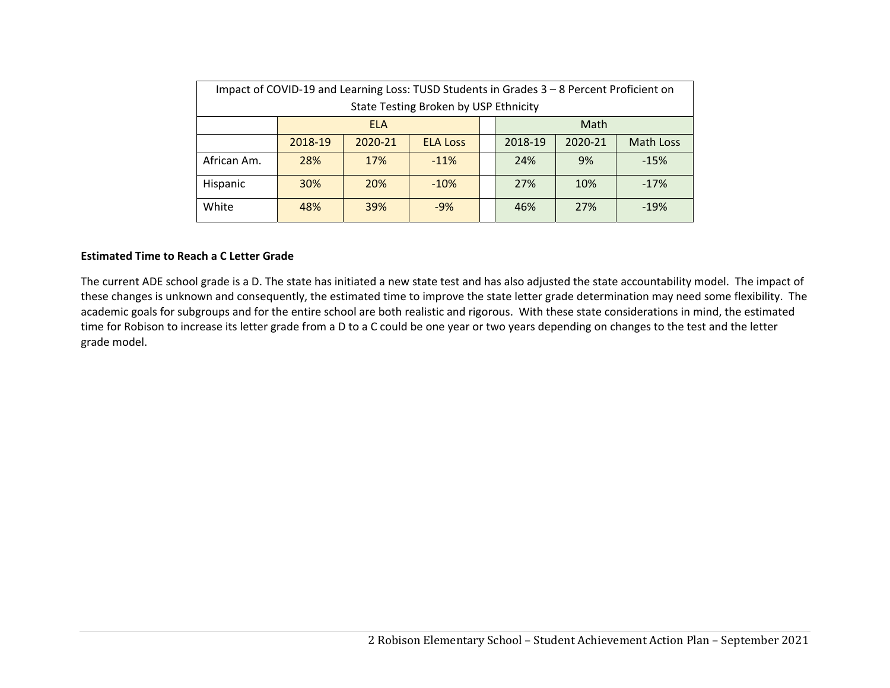| Impact of COVID-19 and Learning Loss: TUSD Students in Grades 3 – 8 Percent Proficient on State Testing Broken by USP Ethnicity | | | | | | | |
|---|---|---|---|---|---|---|---|
| | ELA | | | | Math | | |
| | 2018-19 | 2020-21 | ELA Loss | | 2018-19 | 2020-21 | Math Loss |
| African Am. | 28% | 17% | -11% | | 24% | 9% | -15% |
| Hispanic | 30% | 20% | -10% | | 27% | 10% | -17% |
| White | 48% | 39% | -9% | | 46% | 27% | -19% |

**Estimated Time to Reach a C Letter Grade**

The current ADE school grade is a D. The state has initiated a new state test and has also adjusted the state accountability model. The impact of these changes is unknown and consequently, the estimated time to improve the state letter grade determination may need some flexibility. The academic goals for subgroups and for the entire school are both realistic and rigorous. With these state considerations in mind, the estimated time for Robison to increase its letter grade from a D to a C could be one year or two years depending on changes to the test and the letter grade model.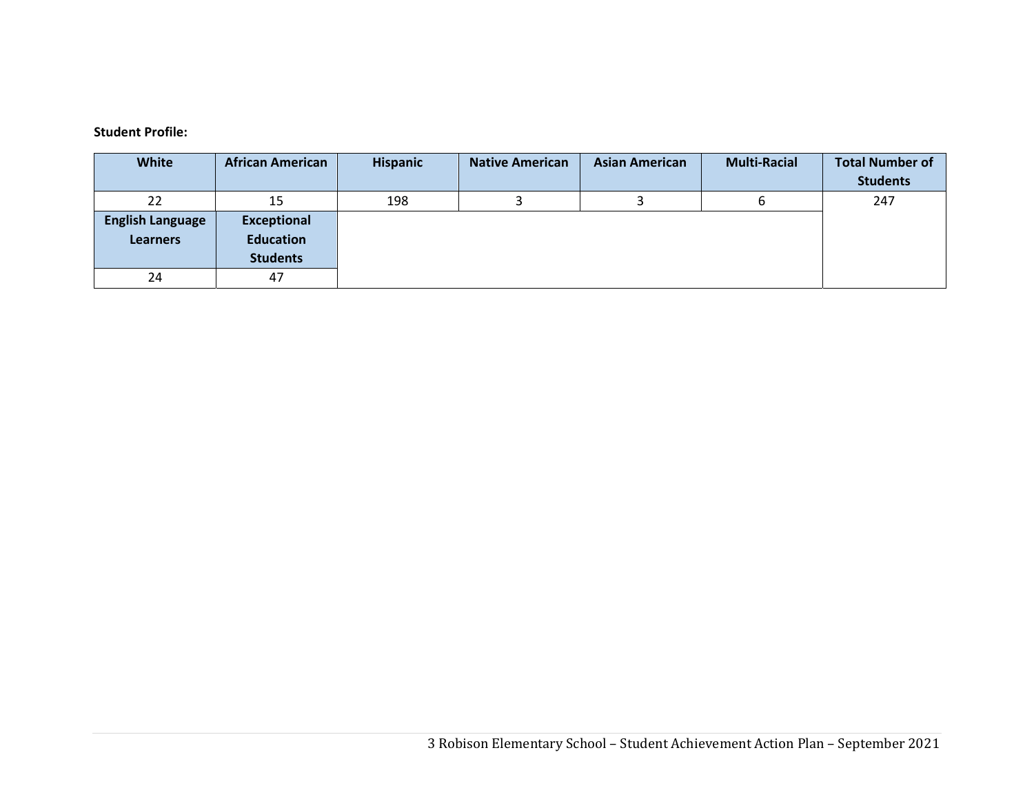**Student Profile:**

| White | African American | Hispanic | Native American | Asian American | Multi-Racial | Total Number of Students |
|---|---|---|---|---|---|---|
| 22 | 15 | 198 | 3 | 3 | 6 | 247 |
| **English Language Learners** | **Exceptional Education Students** | | | | | |
| 24 | 47 | | | | | |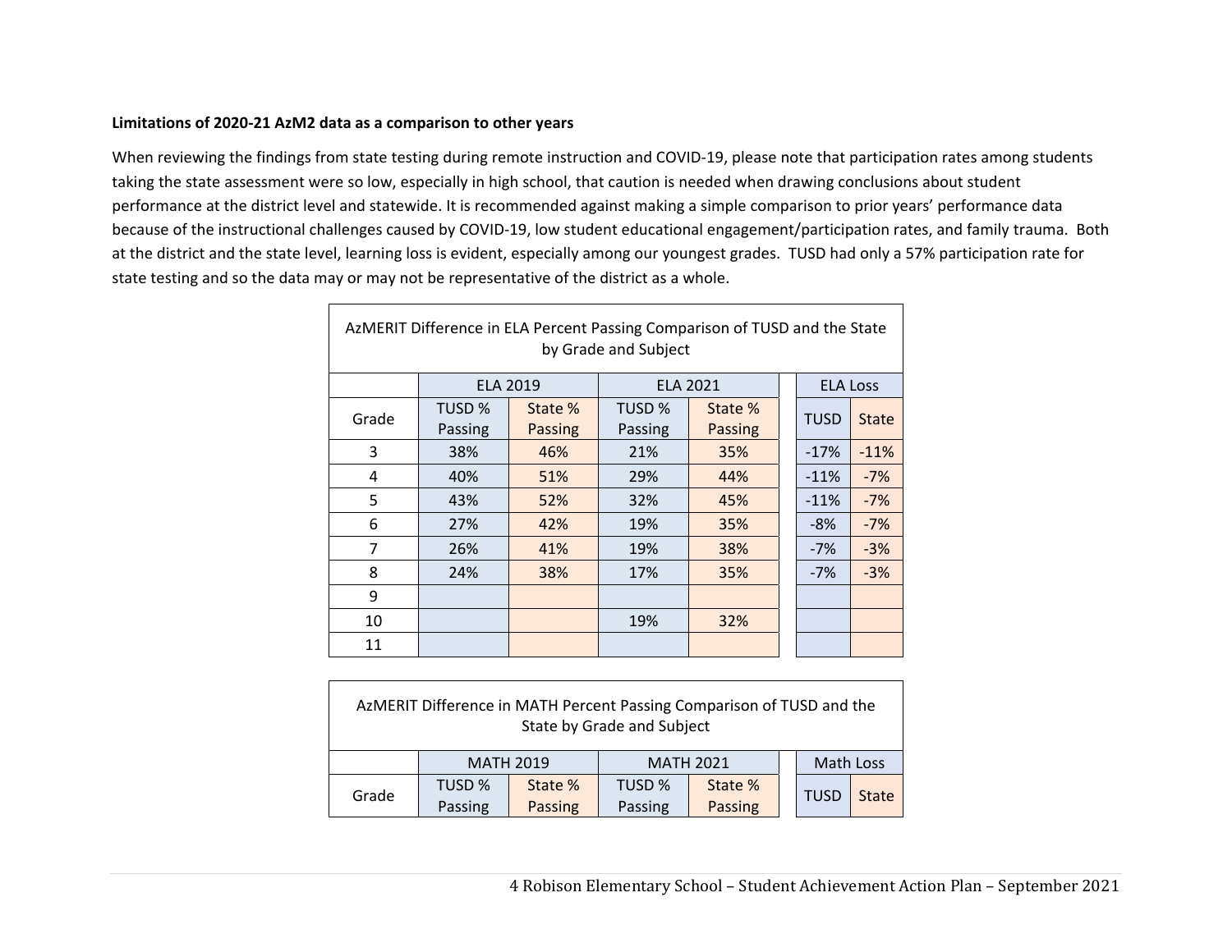**Limitations of 2020-21 AzM2 data as a comparison to other years**

When reviewing the findings from state testing during remote instruction and COVID-19, please note that participation rates among students taking the state assessment were so low, especially in high school, that caution is needed when drawing conclusions about student performance at the district level and statewide. It is recommended against making a simple comparison to prior years' performance data because of the instructional challenges caused by COVID-19, low student educational engagement/participation rates, and family trauma. Both at the district and the state level, learning loss is evident, especially among our youngest grades. TUSD had only a 57% participation rate for state testing and so the data may or may not be representative of the district as a whole.

AzMERIT Difference in ELA Percent Passing Comparison of TUSD and the State by Grade and Subject

| | ELA 2019 | | ELA 2021 | | ELA Loss | |
|---|---|---|---|---|---|---|
| Grade | TUSD % Passing | State % Passing | TUSD % Passing | State % Passing | TUSD | State |
| 3 | 38% | 46% | 21% | 35% | -17% | -11% |
| 4 | 40% | 51% | 29% | 44% | -11% | -7% |
| 5 | 43% | 52% | 32% | 45% | -11% | -7% |
| 6 | 27% | 42% | 19% | 35% | -8% | -7% |
| 7 | 26% | 41% | 19% | 38% | -7% | -3% |
| 8 | 24% | 38% | 17% | 35% | -7% | -3% |
| 9 | | | | | | |
| 10 | | | 19% | 32% | | |
| 11 | | | | | | |

AzMERIT Difference in MATH Percent Passing Comparison of TUSD and the State by Grade and Subject

| | MATH 2019 | | MATH 2021 | | Math Loss | |
|---|---|---|---|---|---|---|
| Grade | TUSD % Passing | State % Passing | TUSD % Passing | State % Passing | TUSD | State |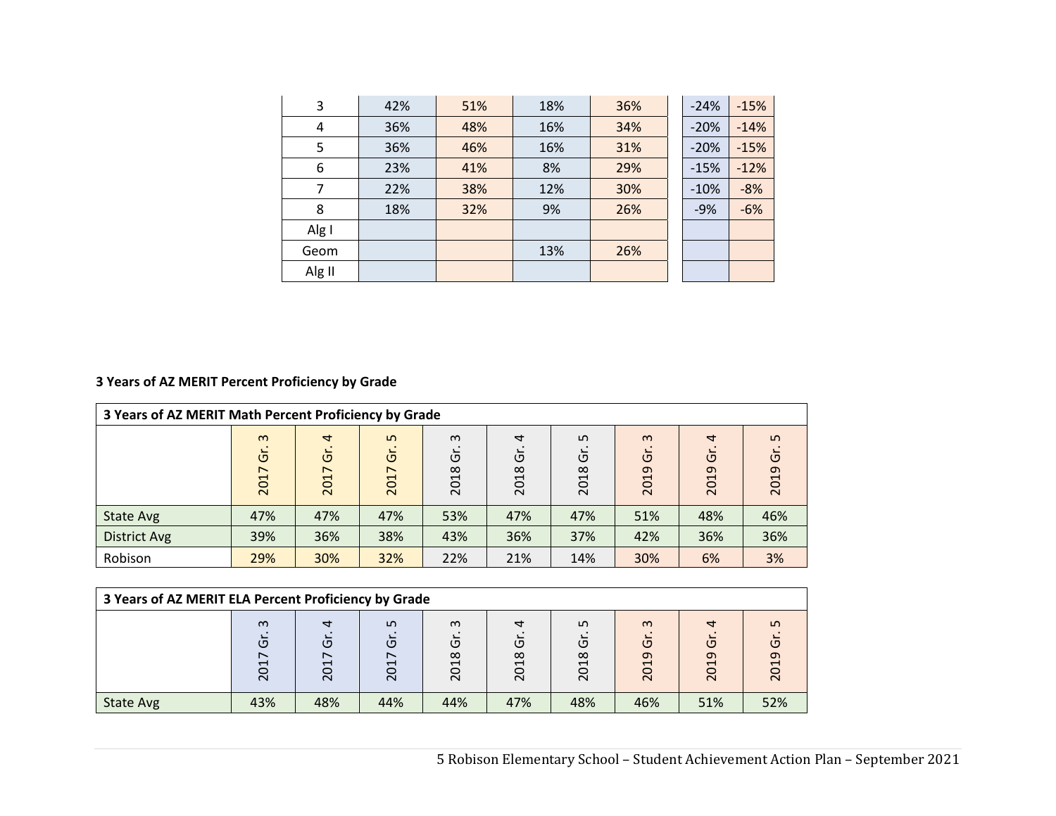| | | | | | | | |
|---|---|---|---|---|---|---|---|
| 3 | 42% | 51% | 18% | 36% | | -24% | -15% |
| 4 | 36% | 48% | 16% | 34% | | -20% | -14% |
| 5 | 36% | 46% | 16% | 31% | | -20% | -15% |
| 6 | 23% | 41% | 8% | 29% | | -15% | -12% |
| 7 | 22% | 38% | 12% | 30% | | -10% | -8% |
| 8 | 18% | 32% | 9% | 26% | | -9% | -6% |
| Alg I | | | | | | | |
| Geom | | | 13% | 26% | | | |
| Alg II | | | | | | | |

**3 Years of AZ MERIT Percent Proficiency by Grade**

**3 Years of AZ MERIT Math Percent Proficiency by Grade**

| | 2017 Gr. 3 | 2017 Gr. 4 | 2017 Gr. 5 | 2018 Gr. 3 | 2018 Gr. 4 | 2018 Gr. 5 | 2019 Gr. 3 | 2019 Gr. 4 | 2019 Gr. 5 |
|---|---|---|---|---|---|---|---|---|---|
| State Avg | 47% | 47% | 47% | 53% | 47% | 47% | 51% | 48% | 46% |
| District Avg | 39% | 36% | 38% | 43% | 36% | 37% | 42% | 36% | 36% |
| Robison | 29% | 30% | 32% | 22% | 21% | 14% | 30% | 6% | 3% |

**3 Years of AZ MERIT ELA Percent Proficiency by Grade**

| | 2017 Gr. 3 | 2017 Gr. 4 | 2017 Gr. 5 | 2018 Gr. 3 | 2018 Gr. 4 | 2018 Gr. 5 | 2019 Gr. 3 | 2019 Gr. 4 | 2019 Gr. 5 |
|---|---|---|---|---|---|---|---|---|---|
| State Avg | 43% | 48% | 44% | 44% | 47% | 48% | 46% | 51% | 52% |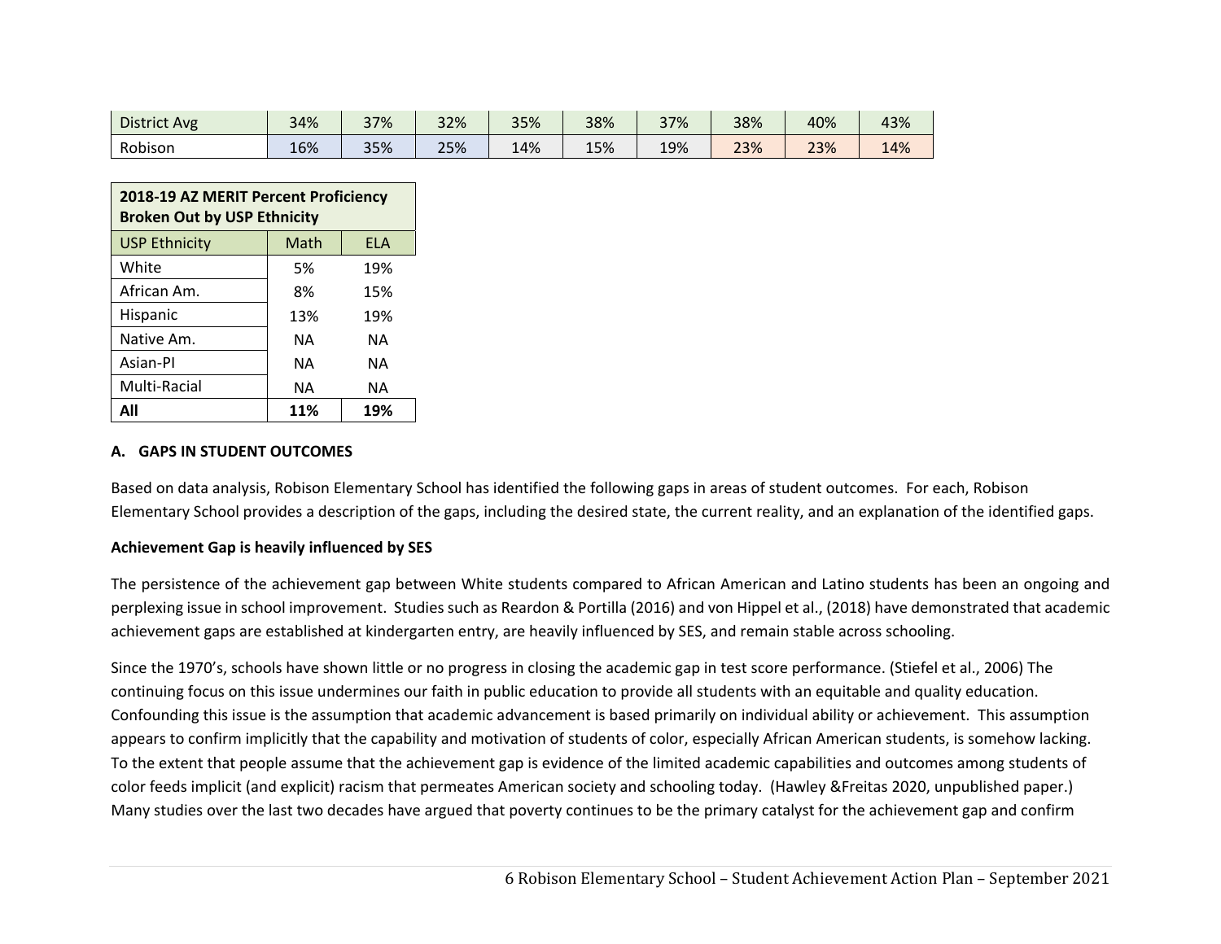| | | | | | | | | | |
|---|---|---|---|---|---|---|---|---|---|
| District Avg | 34% | 37% | 32% | 35% | 38% | 37% | 38% | 40% | 43% |
| Robison | 16% | 35% | 25% | 14% | 15% | 19% | 23% | 23% | 14% |

| **2018-19 AZ MERIT Percent Proficiency Broken Out by USP Ethnicity** | | |
|---|---|---|
| USP Ethnicity | Math | ELA |
| White | 5% | 19% |
| African Am. | 8% | 15% |
| Hispanic | 13% | 19% |
| Native Am. | NA | NA |
| Asian-PI | NA | NA |
| Multi-Racial | NA | NA |
| **All** | **11%** | **19%** |

#### A. GAPS IN STUDENT OUTCOMES

Based on data analysis, Robison Elementary School has identified the following gaps in areas of student outcomes. For each, Robison Elementary School provides a description of the gaps, including the desired state, the current reality, and an explanation of the identified gaps.

**Achievement Gap is heavily influenced by SES**

The persistence of the achievement gap between White students compared to African American and Latino students has been an ongoing and perplexing issue in school improvement. Studies such as Reardon & Portilla (2016) and von Hippel et al., (2018) have demonstrated that academic achievement gaps are established at kindergarten entry, are heavily influenced by SES, and remain stable across schooling.

Since the 1970's, schools have shown little or no progress in closing the academic gap in test score performance. (Stiefel et al., 2006) The continuing focus on this issue undermines our faith in public education to provide all students with an equitable and quality education. Confounding this issue is the assumption that academic advancement is based primarily on individual ability or achievement. This assumption appears to confirm implicitly that the capability and motivation of students of color, especially African American students, is somehow lacking. To the extent that people assume that the achievement gap is evidence of the limited academic capabilities and outcomes among students of color feeds implicit (and explicit) racism that permeates American society and schooling today. (Hawley &Freitas 2020, unpublished paper.) Many studies over the last two decades have argued that poverty continues to be the primary catalyst for the achievement gap and confirm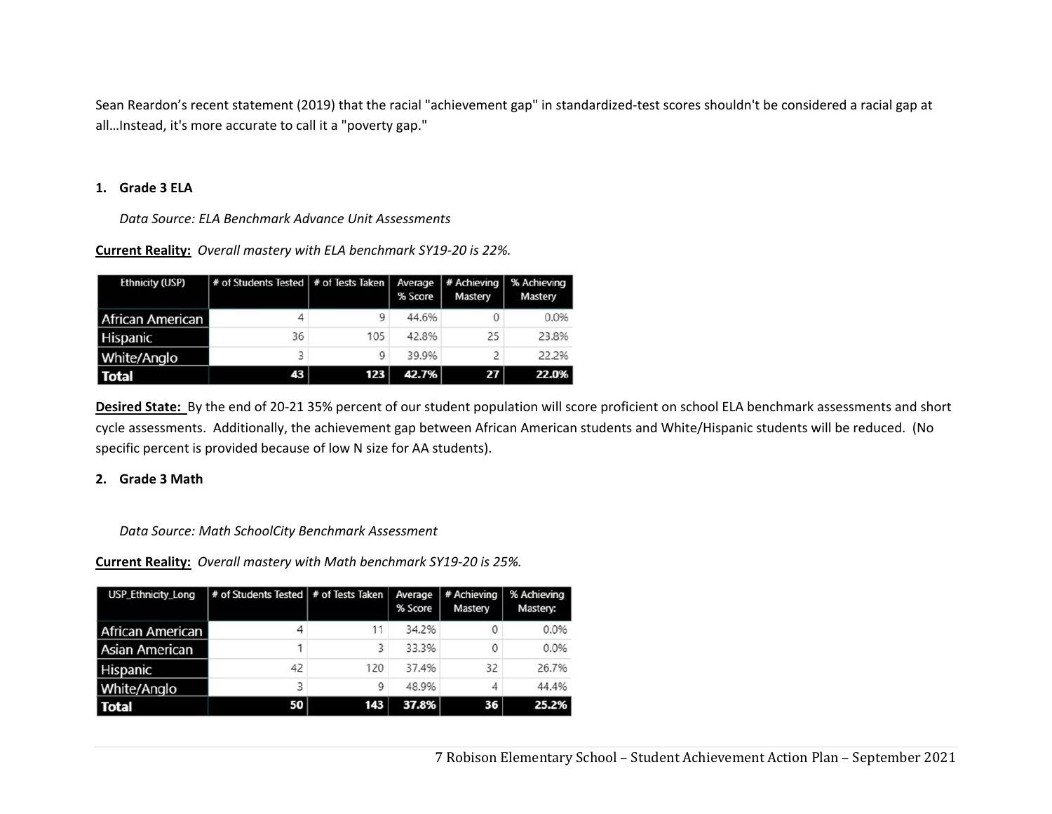Sean Reardon's recent statement (2019) that the racial "achievement gap" in standardized-test scores shouldn't be considered a racial gap at all…Instead, it's more accurate to call it a "poverty gap."

1. **Grade 3 ELA**

   *Data Source: ELA Benchmark Advance Unit Assessments*

**Current Reality:** *Overall mastery with ELA benchmark SY19-20 is 22%.*

| Ethnicity (USP) | # of Students Tested | # of Tests Taken | Average % Score | # Achieving Mastery | % Achieving Mastery |
|---|---|---|---|---|---|
| African American | 4 | 9 | 44.6% | 0 | 0.0% |
| Hispanic | 36 | 105 | 42.8% | 25 | 23.8% |
| White/Anglo | 3 | 9 | 39.9% | 2 | 22.2% |
| **Total** | **43** | **123** | **42.7%** | **27** | **22.0%** |

**Desired State:** By the end of 20-21 35% percent of our student population will score proficient on school ELA benchmark assessments and short cycle assessments. Additionally, the achievement gap between African American students and White/Hispanic students will be reduced. (No specific percent is provided because of low N size for AA students).

2. **Grade 3 Math**

   *Data Source: Math SchoolCity Benchmark Assessment*

**Current Reality:** *Overall mastery with Math benchmark SY19-20 is 25%.*

| USP_Ethnicity_Long | # of Students Tested | # of Tests Taken | Average % Score | # Achieving Mastery | % Achieving Mastery: |
|---|---|---|---|---|---|
| African American | 4 | 11 | 34.2% | 0 | 0.0% |
| Asian American | 1 | 3 | 33.3% | 0 | 0.0% |
| Hispanic | 42 | 120 | 37.4% | 32 | 26.7% |
| White/Anglo | 3 | 9 | 48.9% | 4 | 44.4% |
| **Total** | **50** | **143** | **37.8%** | **36** | **25.2%** |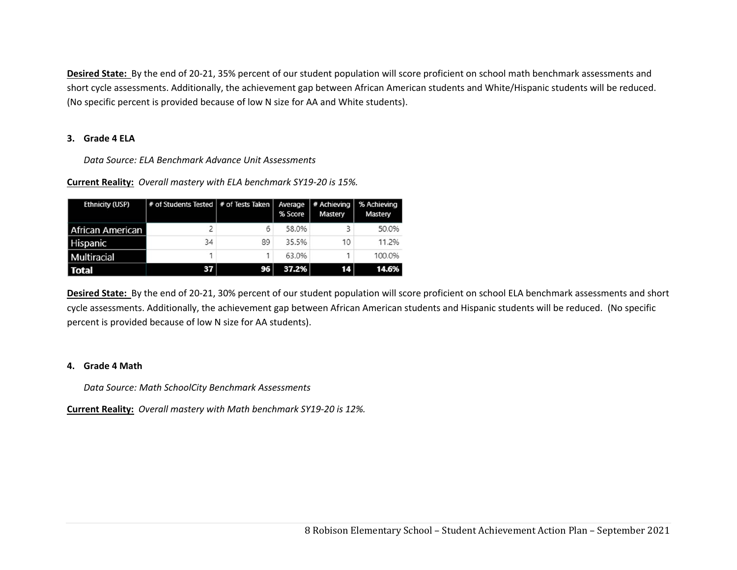**Desired State:** By the end of 20-21, 35% percent of our student population will score proficient on school math benchmark assessments and short cycle assessments. Additionally, the achievement gap between African American students and White/Hispanic students will be reduced. (No specific percent is provided because of low N size for AA and White students).

**3. Grade 4 ELA**

*Data Source: ELA Benchmark Advance Unit Assessments*

**Current Reality:** *Overall mastery with ELA benchmark SY19-20 is 15%.*

| Ethnicity (USP) | # of Students Tested | # of Tests Taken | Average % Score | # Achieving Mastery | % Achieving Mastery |
|---|---|---|---|---|---|
| African American | 2 | 6 | 58.0% | 3 | 50.0% |
| Hispanic | 34 | 89 | 35.5% | 10 | 11.2% |
| Multiracial | 1 | 1 | 63.0% | 1 | 100.0% |
| **Total** | **37** | **96** | **37.2%** | **14** | **14.6%** |

**Desired State:** By the end of 20-21, 30% percent of our student population will score proficient on school ELA benchmark assessments and short cycle assessments. Additionally, the achievement gap between African American students and Hispanic students will be reduced. (No specific percent is provided because of low N size for AA students).

**4. Grade 4 Math**

*Data Source: Math SchoolCity Benchmark Assessments*

**Current Reality:** *Overall mastery with Math benchmark SY19-20 is 12%.*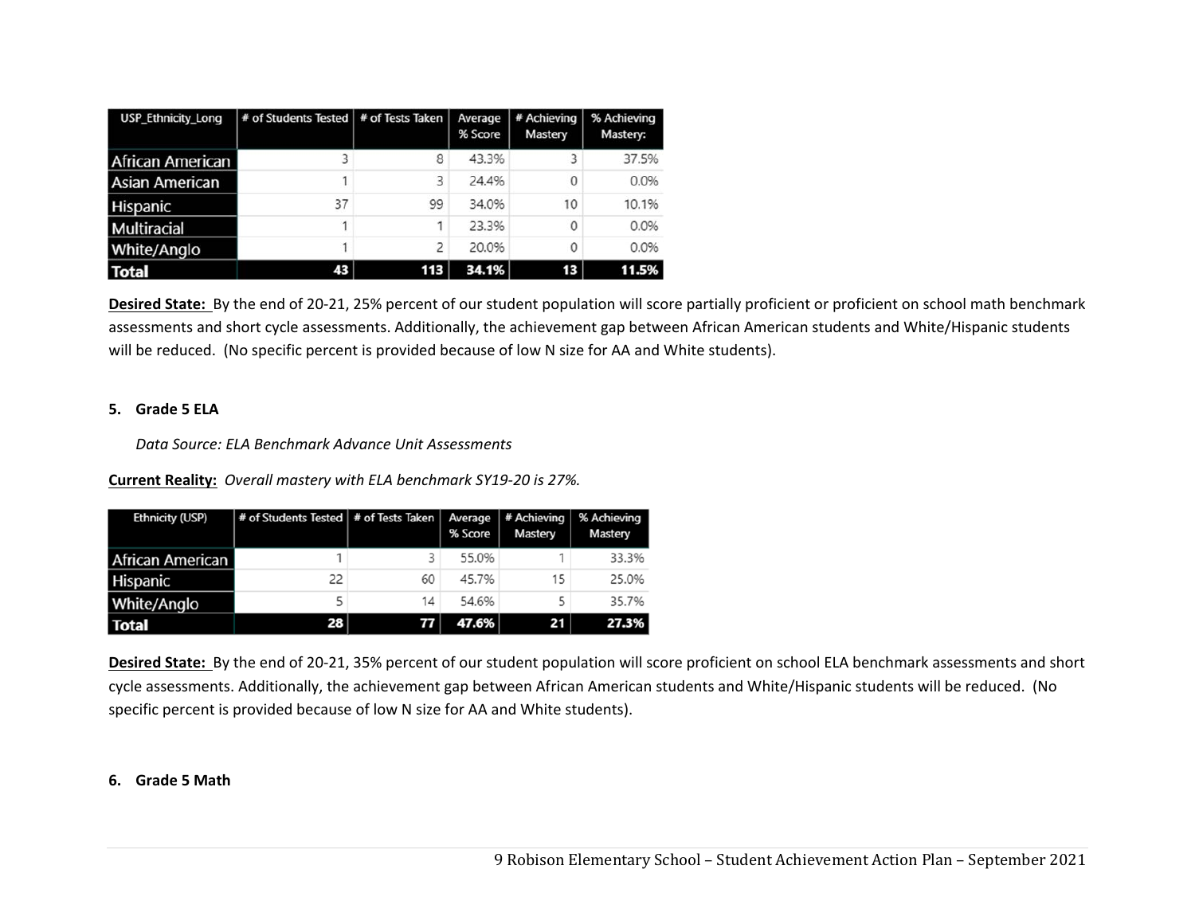| USP_Ethnicity_Long | # of Students Tested | # of Tests Taken | Average % Score | # Achieving Mastery | % Achieving Mastery: |
|---|---|---|---|---|---|
| African American | 3 | 8 | 43.3% | 3 | 37.5% |
| Asian American | 1 | 3 | 24.4% | 0 | 0.0% |
| Hispanic | 37 | 99 | 34.0% | 10 | 10.1% |
| Multiracial | 1 | 1 | 23.3% | 0 | 0.0% |
| White/Anglo | 1 | 2 | 20.0% | 0 | 0.0% |
| **Total** | **43** | **113** | **34.1%** | **13** | **11.5%** |

**Desired State:** By the end of 20-21, 25% percent of our student population will score partially proficient or proficient on school math benchmark assessments and short cycle assessments. Additionally, the achievement gap between African American students and White/Hispanic students will be reduced. (No specific percent is provided because of low N size for AA and White students).

**5. Grade 5 ELA**

*Data Source: ELA Benchmark Advance Unit Assessments*

**Current Reality:** *Overall mastery with ELA benchmark SY19-20 is 27%.*

| Ethnicity (USP) | # of Students Tested | # of Tests Taken | Average % Score | # Achieving Mastery | % Achieving Mastery |
|---|---|---|---|---|---|
| African American | 1 | 3 | 55.0% | 1 | 33.3% |
| Hispanic | 22 | 60 | 45.7% | 15 | 25.0% |
| White/Anglo | 5 | 14 | 54.6% | 5 | 35.7% |
| **Total** | **28** | **77** | **47.6%** | **21** | **27.3%** |

**Desired State:** By the end of 20-21, 35% percent of our student population will score proficient on school ELA benchmark assessments and short cycle assessments. Additionally, the achievement gap between African American students and White/Hispanic students will be reduced. (No specific percent is provided because of low N size for AA and White students).

**6. Grade 5 Math**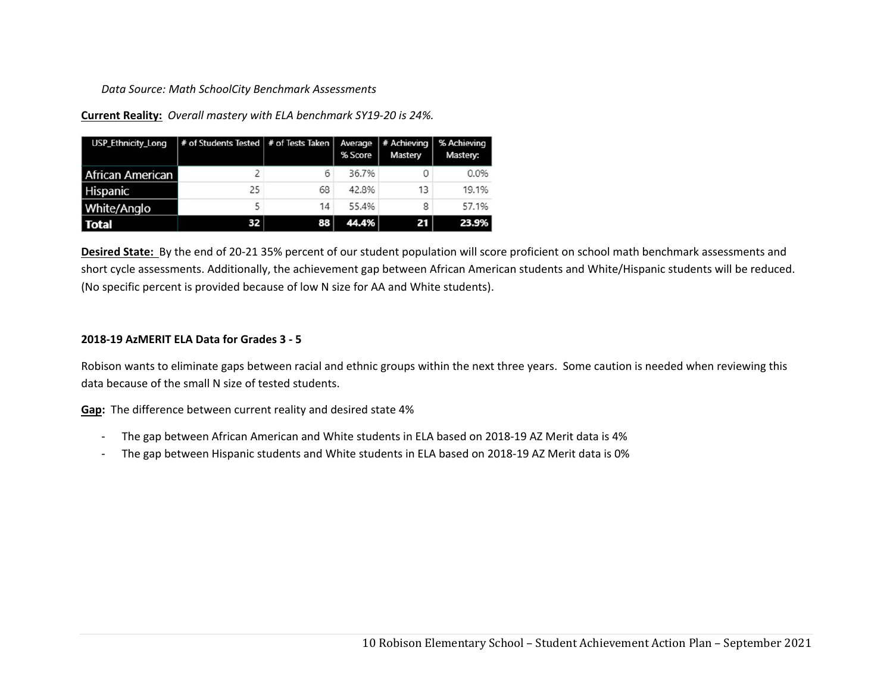*Data Source: Math SchoolCity Benchmark Assessments*

**Current Reality:** *Overall mastery with ELA benchmark SY19-20 is 24%.*

| USP_Ethnicity_Long | # of Students Tested | # of Tests Taken | Average % Score | # Achieving Mastery | % Achieving Mastery: |
|---|---|---|---|---|---|
| African American | 2 | 6 | 36.7% | 0 | 0.0% |
| Hispanic | 25 | 68 | 42.8% | 13 | 19.1% |
| White/Anglo | 5 | 14 | 55.4% | 8 | 57.1% |
| **Total** | **32** | **88** | **44.4%** | **21** | **23.9%** |

**Desired State:** By the end of 20-21 35% percent of our student population will score proficient on school math benchmark assessments and short cycle assessments. Additionally, the achievement gap between African American students and White/Hispanic students will be reduced. (No specific percent is provided because of low N size for AA and White students).

**2018-19 AzMERIT ELA Data for Grades 3 - 5**

Robison wants to eliminate gaps between racial and ethnic groups within the next three years. Some caution is needed when reviewing this data because of the small N size of tested students.

**Gap:** The difference between current reality and desired state 4%

- The gap between African American and White students in ELA based on 2018-19 AZ Merit data is 4%
- The gap between Hispanic students and White students in ELA based on 2018-19 AZ Merit data is 0%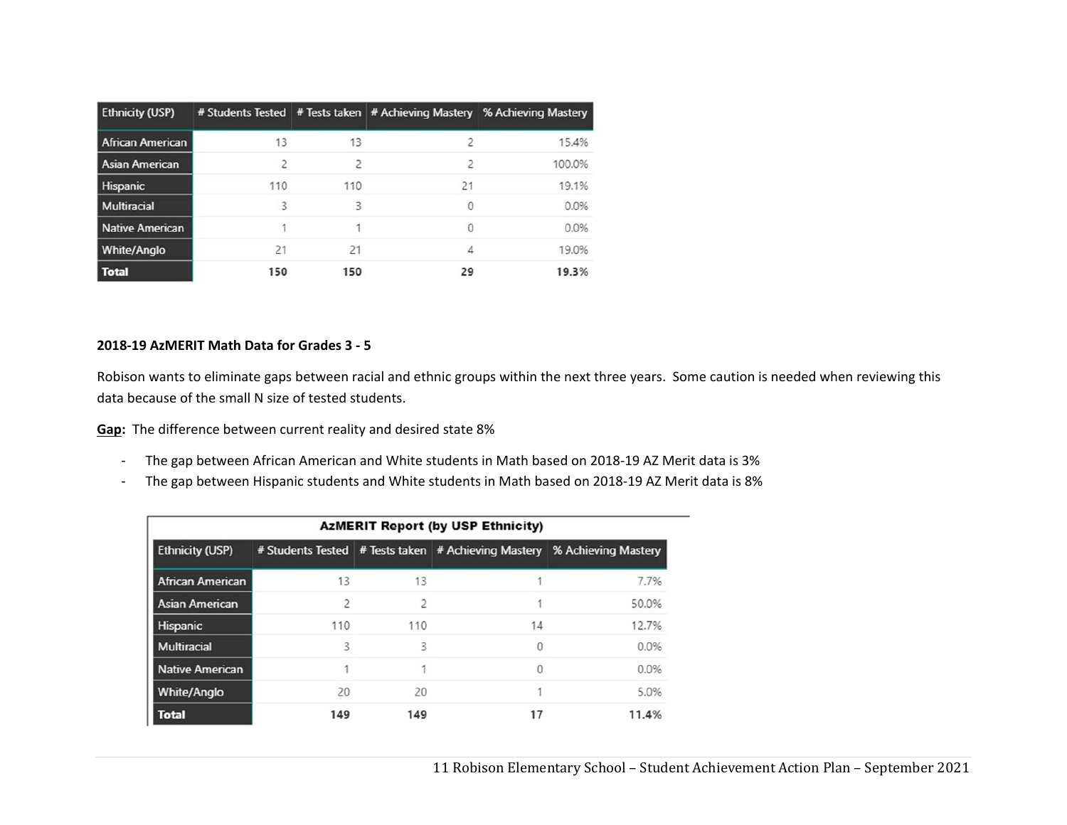| Ethnicity (USP) | # Students Tested | # Tests taken | # Achieving Mastery | % Achieving Mastery |
|---|---|---|---|---|
| African American | 13 | 13 | 2 | 15.4% |
| Asian American | 2 | 2 | 2 | 100.0% |
| Hispanic | 110 | 110 | 21 | 19.1% |
| Multiracial | 3 | 3 | 0 | 0.0% |
| Native American | 1 | 1 | 0 | 0.0% |
| White/Anglo | 21 | 21 | 4 | 19.0% |
| **Total** | **150** | **150** | **29** | **19.3%** |

**2018-19 AzMERIT Math Data for Grades 3 - 5**

Robison wants to eliminate gaps between racial and ethnic groups within the next three years. Some caution is needed when reviewing this data because of the small N size of tested students.

**Gap:** The difference between current reality and desired state 8%

- The gap between African American and White students in Math based on 2018-19 AZ Merit data is 3%
- The gap between Hispanic students and White students in Math based on 2018-19 AZ Merit data is 8%

**AzMERIT Report (by USP Ethnicity)**

| Ethnicity (USP) | # Students Tested | # Tests taken | # Achieving Mastery | % Achieving Mastery |
|---|---|---|---|---|
| African American | 13 | 13 | 1 | 7.7% |
| Asian American | 2 | 2 | 1 | 50.0% |
| Hispanic | 110 | 110 | 14 | 12.7% |
| Multiracial | 3 | 3 | 0 | 0.0% |
| Native American | 1 | 1 | 0 | 0.0% |
| White/Anglo | 20 | 20 | 1 | 5.0% |
| **Total** | **149** | **149** | **17** | **11.4%** |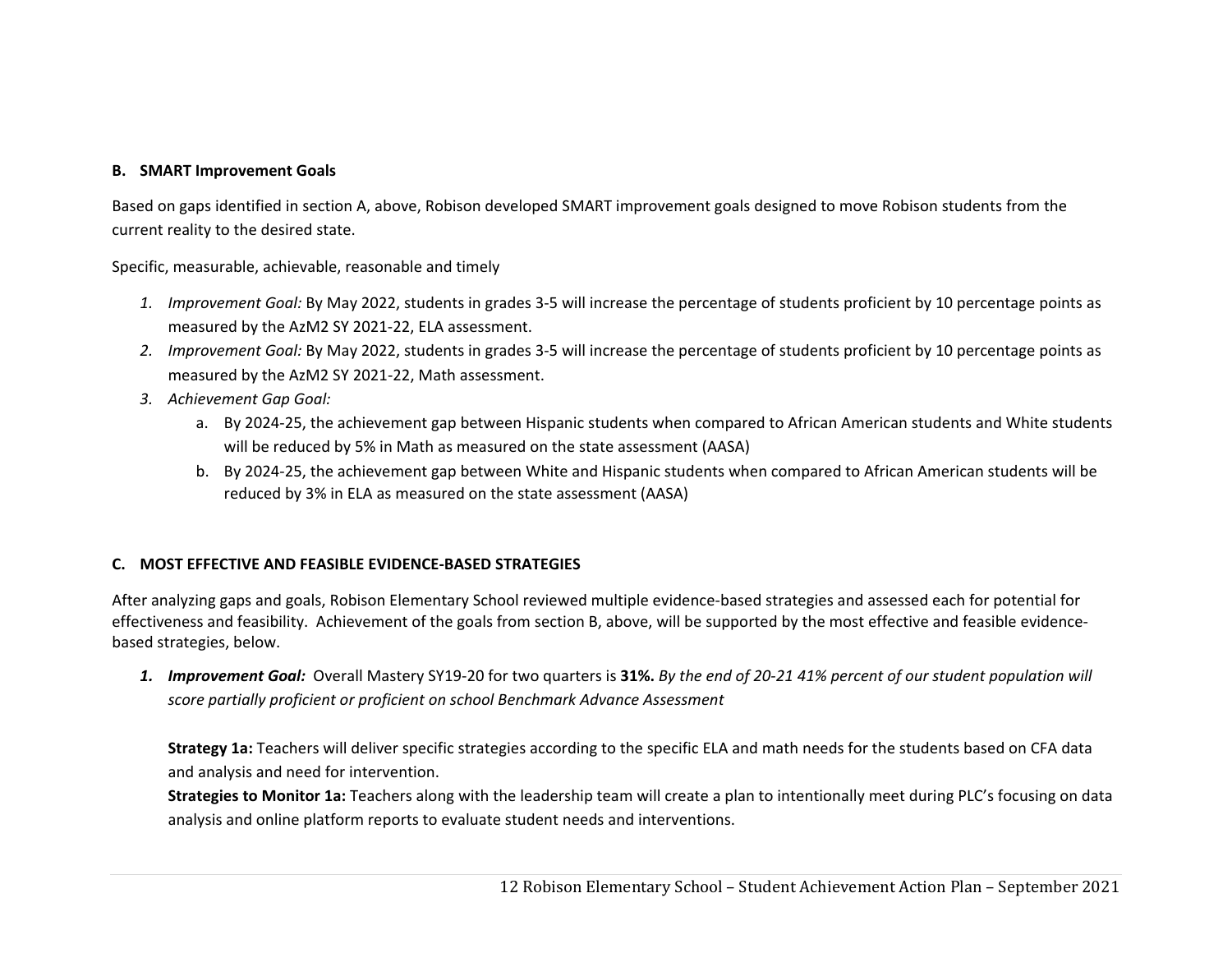### B. SMART Improvement Goals

Based on gaps identified in section A, above, Robison developed SMART improvement goals designed to move Robison students from the current reality to the desired state.

Specific, measurable, achievable, reasonable and timely

1. *Improvement Goal:* By May 2022, students in grades 3-5 will increase the percentage of students proficient by 10 percentage points as measured by the AzM2 SY 2021-22, ELA assessment.
2. *Improvement Goal:* By May 2022, students in grades 3-5 will increase the percentage of students proficient by 10 percentage points as measured by the AzM2 SY 2021-22, Math assessment.
3. *Achievement Gap Goal:*
   a. By 2024-25, the achievement gap between Hispanic students when compared to African American students and White students will be reduced by 5% in Math as measured on the state assessment (AASA)
   b. By 2024-25, the achievement gap between White and Hispanic students when compared to African American students will be reduced by 3% in ELA as measured on the state assessment (AASA)

### C. MOST EFFECTIVE AND FEASIBLE EVIDENCE-BASED STRATEGIES

After analyzing gaps and goals, Robison Elementary School reviewed multiple evidence-based strategies and assessed each for potential for effectiveness and feasibility. Achievement of the goals from section B, above, will be supported by the most effective and feasible evidence-based strategies, below.

1. ***Improvement Goal:*** Overall Mastery SY19-20 for two quarters is **31%.** *By the end of 20-21 41% percent of our student population will score partially proficient or proficient on school Benchmark Advance Assessment*

   **Strategy 1a:** Teachers will deliver specific strategies according to the specific ELA and math needs for the students based on CFA data and analysis and need for intervention.
   **Strategies to Monitor 1a:** Teachers along with the leadership team will create a plan to intentionally meet during PLC's focusing on data analysis and online platform reports to evaluate student needs and interventions.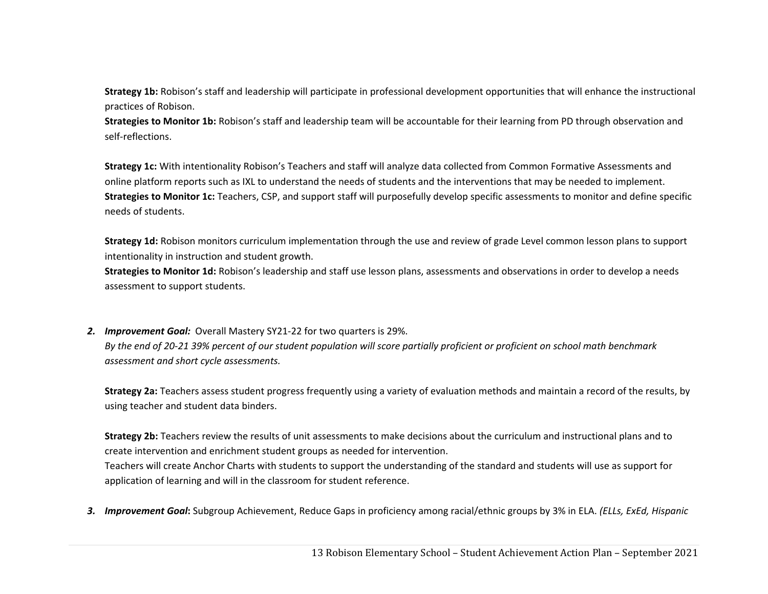**Strategy 1b:** Robison's staff and leadership will participate in professional development opportunities that will enhance the instructional practices of Robison.
**Strategies to Monitor 1b:** Robison's staff and leadership team will be accountable for their learning from PD through observation and self-reflections.

**Strategy 1c:** With intentionality Robison's Teachers and staff will analyze data collected from Common Formative Assessments and online platform reports such as IXL to understand the needs of students and the interventions that may be needed to implement.
**Strategies to Monitor 1c:** Teachers, CSP, and support staff will purposefully develop specific assessments to monitor and define specific needs of students.

**Strategy 1d:** Robison monitors curriculum implementation through the use and review of grade Level common lesson plans to support intentionality in instruction and student growth.
**Strategies to Monitor 1d:** Robison's leadership and staff use lesson plans, assessments and observations in order to develop a needs assessment to support students.

2. ***Improvement Goal:*** Overall Mastery SY21-22 for two quarters is 29%.
   *By the end of 20-21 39% percent of our student population will score partially proficient or proficient on school math benchmark assessment and short cycle assessments.*

   **Strategy 2a:** Teachers assess student progress frequently using a variety of evaluation methods and maintain a record of the results, by using teacher and student data binders.

   **Strategy 2b:** Teachers review the results of unit assessments to make decisions about the curriculum and instructional plans and to create intervention and enrichment student groups as needed for intervention.
   Teachers will create Anchor Charts with students to support the understanding of the standard and students will use as support for application of learning and will in the classroom for student reference.

3. ***Improvement Goal*:** Subgroup Achievement, Reduce Gaps in proficiency among racial/ethnic groups by 3% in ELA. *(ELLs, ExEd, Hispanic*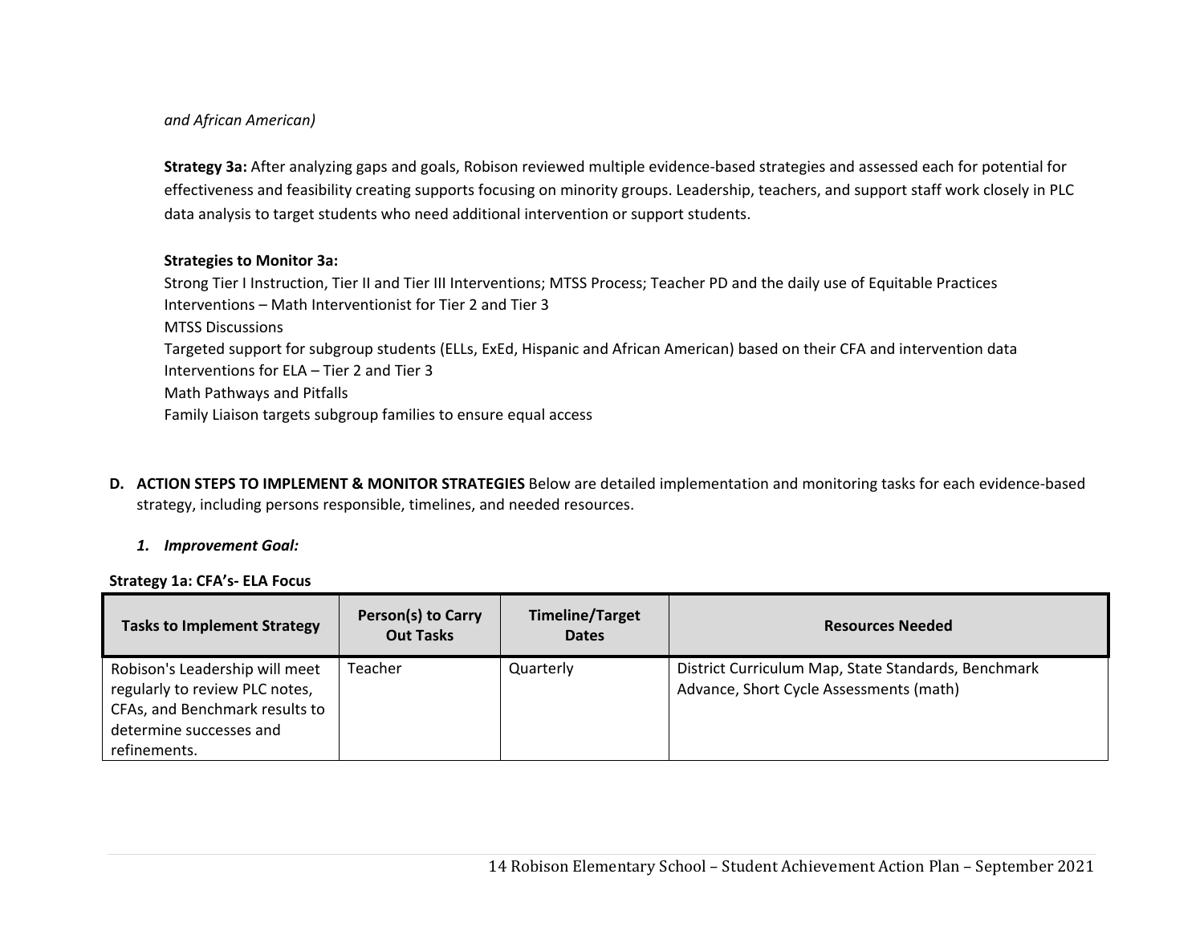*and African American)*

**Strategy 3a:** After analyzing gaps and goals, Robison reviewed multiple evidence-based strategies and assessed each for potential for effectiveness and feasibility creating supports focusing on minority groups. Leadership, teachers, and support staff work closely in PLC data analysis to target students who need additional intervention or support students.

**Strategies to Monitor 3a:**

Strong Tier I Instruction, Tier II and Tier III Interventions; MTSS Process; Teacher PD and the daily use of Equitable Practices
Interventions – Math Interventionist for Tier 2 and Tier 3
MTSS Discussions
Targeted support for subgroup students (ELLs, ExEd, Hispanic and African American) based on their CFA and intervention data
Interventions for ELA – Tier 2 and Tier 3
Math Pathways and Pitfalls
Family Liaison targets subgroup families to ensure equal access

**D. ACTION STEPS TO IMPLEMENT & MONITOR STRATEGIES** Below are detailed implementation and monitoring tasks for each evidence-based strategy, including persons responsible, timelines, and needed resources.

***1. Improvement Goal:***

**Strategy 1a: CFA's- ELA Focus**

| Tasks to Implement Strategy | Person(s) to Carry Out Tasks | Timeline/Target Dates | Resources Needed |
|---|---|---|---|
| Robison's Leadership will meet regularly to review PLC notes, CFAs, and Benchmark results to determine successes and refinements. | Teacher | Quarterly | District Curriculum Map, State Standards, Benchmark Advance, Short Cycle Assessments (math) |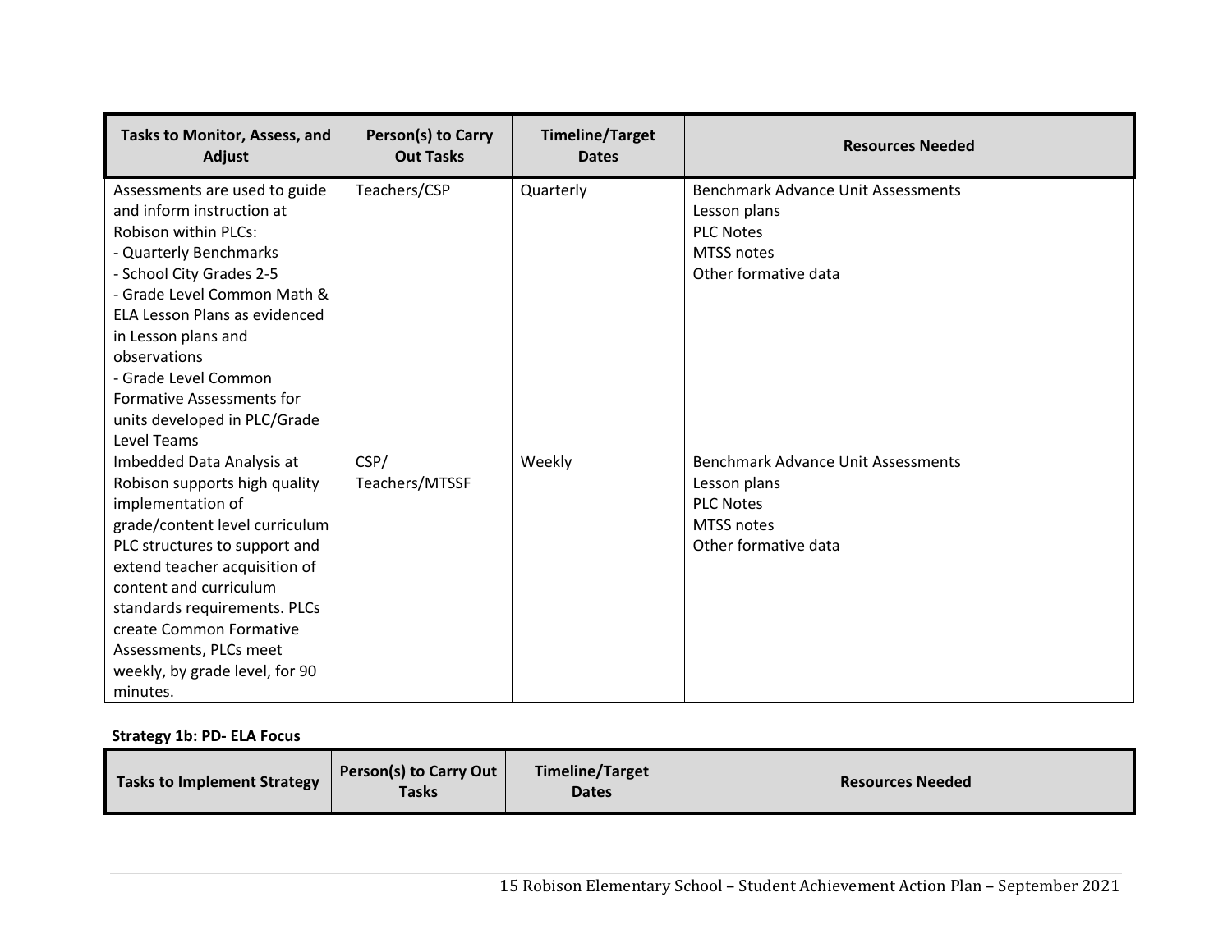| Tasks to Monitor, Assess, and Adjust | Person(s) to Carry Out Tasks | Timeline/Target Dates | Resources Needed |
|---|---|---|---|
| Assessments are used to guide and inform instruction at Robison within PLCs:<br>- Quarterly Benchmarks<br>- School City Grades 2-5<br>- Grade Level Common Math & ELA Lesson Plans as evidenced in Lesson plans and observations<br>- Grade Level Common Formative Assessments for units developed in PLC/Grade Level Teams | Teachers/CSP | Quarterly | Benchmark Advance Unit Assessments<br>Lesson plans<br>PLC Notes<br>MTSS notes<br>Other formative data |
| Imbedded Data Analysis at Robison supports high quality implementation of grade/content level curriculum PLC structures to support and extend teacher acquisition of content and curriculum standards requirements. PLCs create Common Formative Assessments, PLCs meet weekly, by grade level, for 90 minutes. | CSP/ Teachers/MTSSF | Weekly | Benchmark Advance Unit Assessments<br>Lesson plans<br>PLC Notes<br>MTSS notes<br>Other formative data |

**Strategy 1b: PD- ELA Focus**

| Tasks to Implement Strategy | Person(s) to Carry Out Tasks | Timeline/Target Dates | Resources Needed |
|---|---|---|---|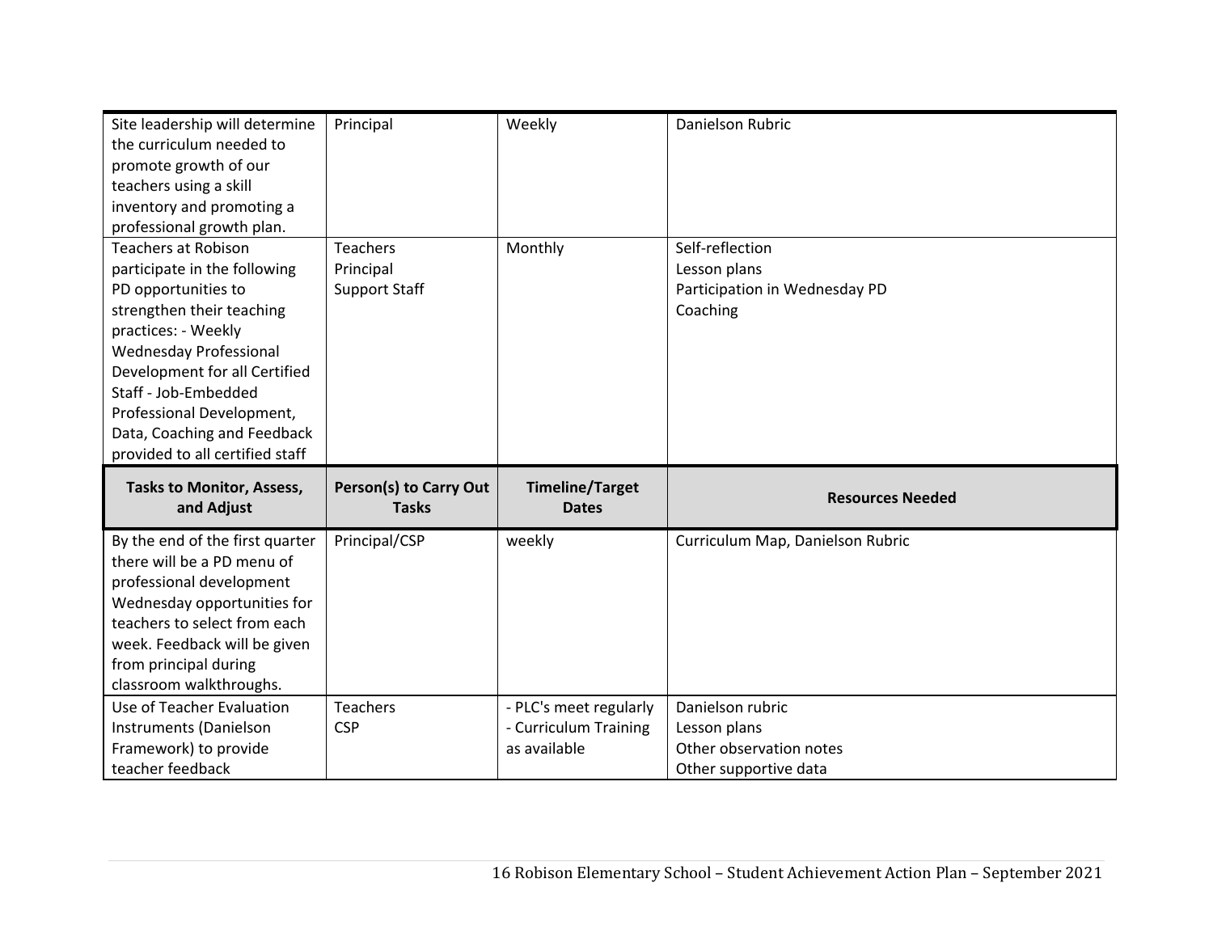| | | | |
|---|---|---|---|
| Site leadership will determine the curriculum needed to promote growth of our teachers using a skill inventory and promoting a professional growth plan. | Principal | Weekly | Danielson Rubric |
| Teachers at Robison participate in the following PD opportunities to strengthen their teaching practices: - Weekly Wednesday Professional Development for all Certified Staff - Job-Embedded Professional Development, Data, Coaching and Feedback provided to all certified staff | Teachers<br>Principal<br>Support Staff | Monthly | Self-reflection<br>Lesson plans<br>Participation in Wednesday PD<br>Coaching |

| Tasks to Monitor, Assess, and Adjust | Person(s) to Carry Out Tasks | Timeline/Target Dates | Resources Needed |
|---|---|---|---|
| By the end of the first quarter there will be a PD menu of professional development Wednesday opportunities for teachers to select from each week. Feedback will be given from principal during classroom walkthroughs. | Principal/CSP | weekly | Curriculum Map, Danielson Rubric |
| Use of Teacher Evaluation Instruments (Danielson Framework) to provide teacher feedback | Teachers<br>CSP | - PLC's meet regularly<br>- Curriculum Training as available | Danielson rubric<br>Lesson plans<br>Other observation notes<br>Other supportive data |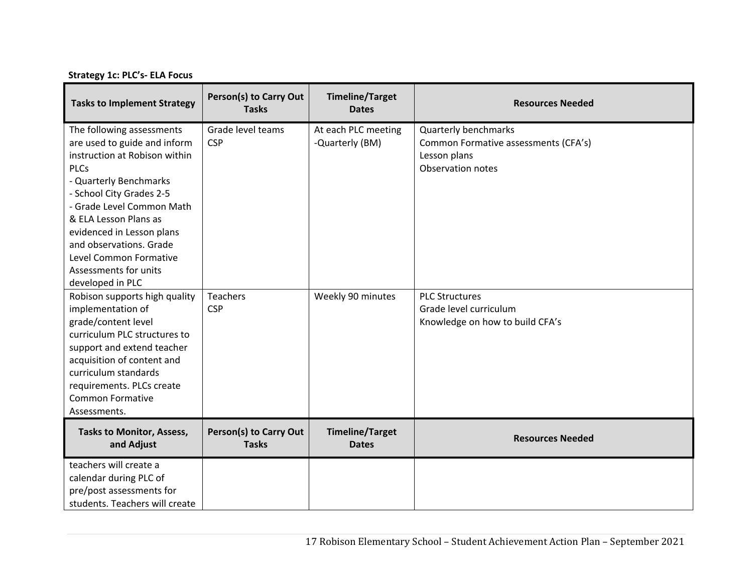**Strategy 1c: PLC's- ELA Focus**

| Tasks to Implement Strategy | Person(s) to Carry Out Tasks | Timeline/Target Dates | Resources Needed |
|---|---|---|---|
| The following assessments are used to guide and inform instruction at Robison within PLCs<br>- Quarterly Benchmarks<br>- School City Grades 2-5<br>- Grade Level Common Math & ELA Lesson Plans as evidenced in Lesson plans and observations. Grade Level Common Formative Assessments for units developed in PLC | Grade level teams<br>CSP | At each PLC meeting<br>-Quarterly (BM) | Quarterly benchmarks<br>Common Formative assessments (CFA's)<br>Lesson plans<br>Observation notes |
| Robison supports high quality implementation of grade/content level curriculum PLC structures to support and extend teacher acquisition of content and curriculum standards requirements. PLCs create Common Formative Assessments. | Teachers<br>CSP | Weekly 90 minutes | PLC Structures<br>Grade level curriculum<br>Knowledge on how to build CFA's |
| **Tasks to Monitor, Assess, and Adjust** | **Person(s) to Carry Out Tasks** | **Timeline/Target Dates** | **Resources Needed** |
| teachers will create a calendar during PLC of pre/post assessments for students. Teachers will create | | | |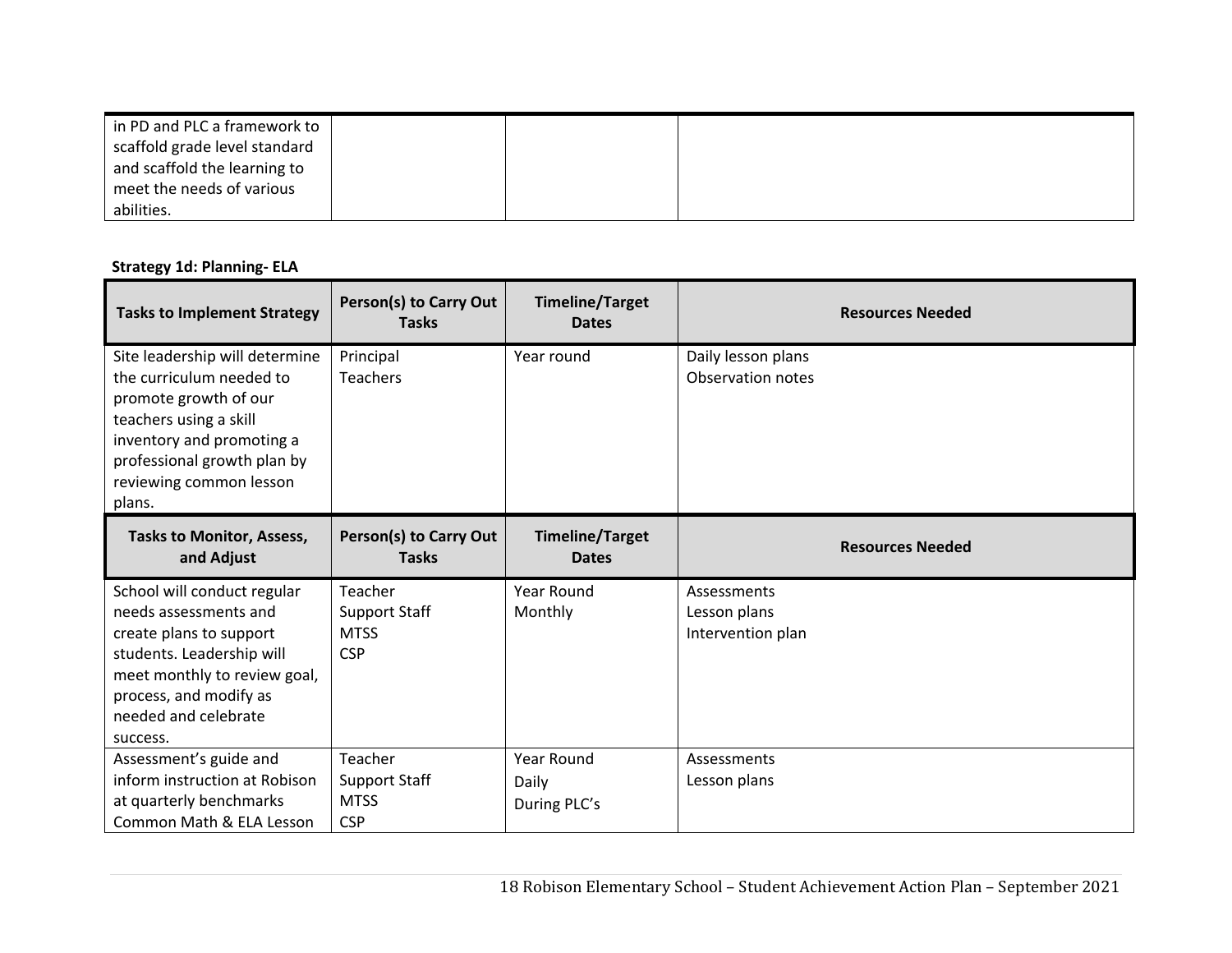| | | | |
|---|---|---|---|
| in PD and PLC a framework to scaffold grade level standard and scaffold the learning to meet the needs of various abilities. | | | |

**Strategy 1d: Planning- ELA**

| Tasks to Implement Strategy | Person(s) to Carry Out Tasks | Timeline/Target Dates | Resources Needed |
|---|---|---|---|
| Site leadership will determine the curriculum needed to promote growth of our teachers using a skill inventory and promoting a professional growth plan by reviewing common lesson plans. | Principal<br>Teachers | Year round | Daily lesson plans<br>Observation notes |
| **Tasks to Monitor, Assess, and Adjust** | **Person(s) to Carry Out Tasks** | **Timeline/Target Dates** | **Resources Needed** |
| School will conduct regular needs assessments and create plans to support students. Leadership will meet monthly to review goal, process, and modify as needed and celebrate success. | Teacher<br>Support Staff<br>MTSS<br>CSP | Year Round<br>Monthly | Assessments<br>Lesson plans<br>Intervention plan |
| Assessment's guide and inform instruction at Robison at quarterly benchmarks Common Math & ELA Lesson | Teacher<br>Support Staff<br>MTSS<br>CSP | Year Round<br>Daily<br>During PLC's | Assessments<br>Lesson plans |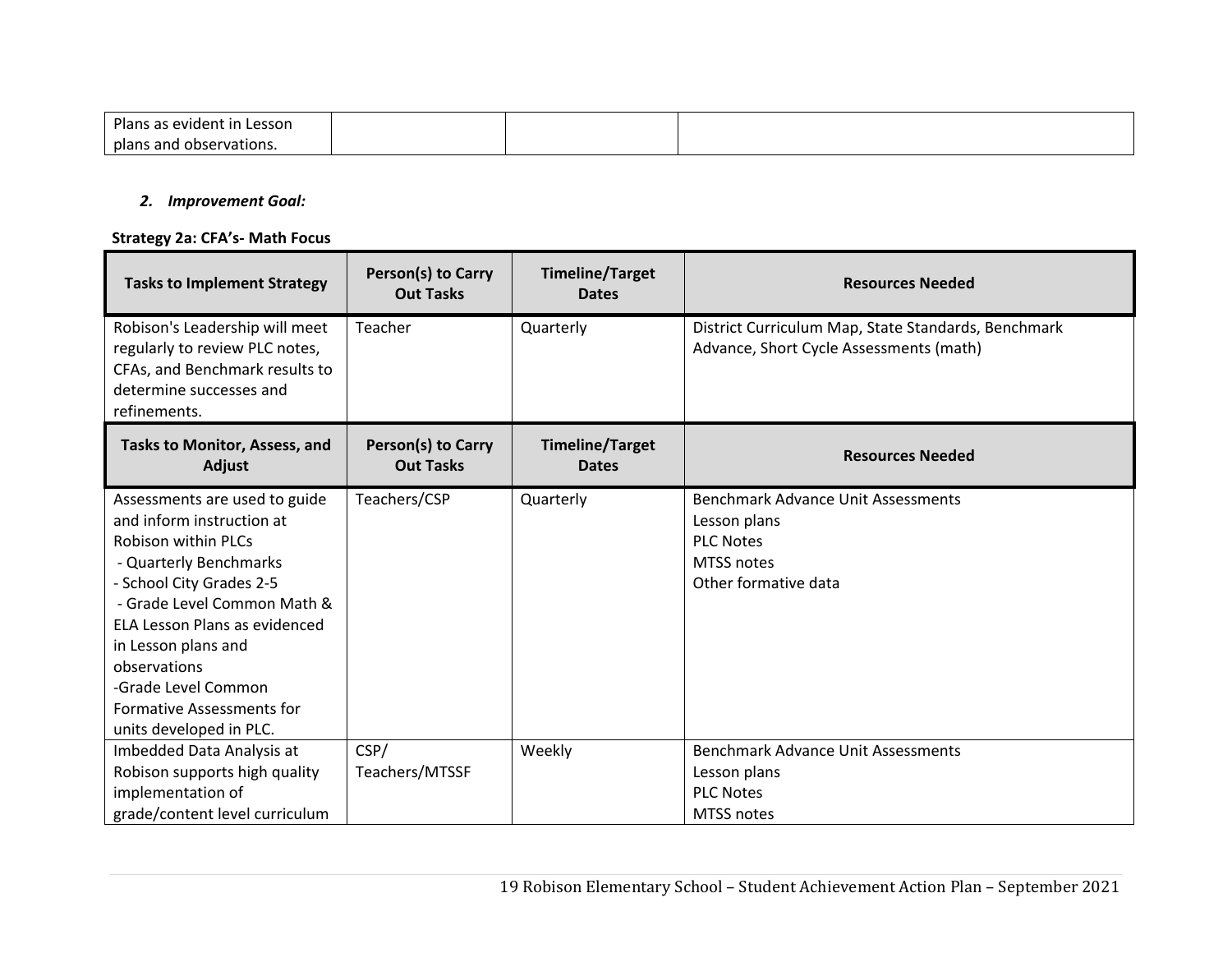| Plans as evident in Lesson plans and observations. | | | |
|---|---|---|---|

## *2. Improvement Goal:*

**Strategy 2a: CFA's- Math Focus**

| Tasks to Implement Strategy | Person(s) to Carry Out Tasks | Timeline/Target Dates | Resources Needed |
|---|---|---|---|
| Robison's Leadership will meet regularly to review PLC notes, CFAs, and Benchmark results to determine successes and refinements. | Teacher | Quarterly | District Curriculum Map, State Standards, Benchmark Advance, Short Cycle Assessments (math) |
| **Tasks to Monitor, Assess, and Adjust** | **Person(s) to Carry Out Tasks** | **Timeline/Target Dates** | **Resources Needed** |
| Assessments are used to guide and inform instruction at Robison within PLCs<br>- Quarterly Benchmarks<br>- School City Grades 2-5<br>- Grade Level Common Math & ELA Lesson Plans as evidenced in Lesson plans and observations<br>-Grade Level Common Formative Assessments for units developed in PLC. | Teachers/CSP | Quarterly | Benchmark Advance Unit Assessments<br>Lesson plans<br>PLC Notes<br>MTSS notes<br>Other formative data |
| Imbedded Data Analysis at Robison supports high quality implementation of grade/content level curriculum | CSP/<br>Teachers/MTSSF | Weekly | Benchmark Advance Unit Assessments<br>Lesson plans<br>PLC Notes<br>MTSS notes |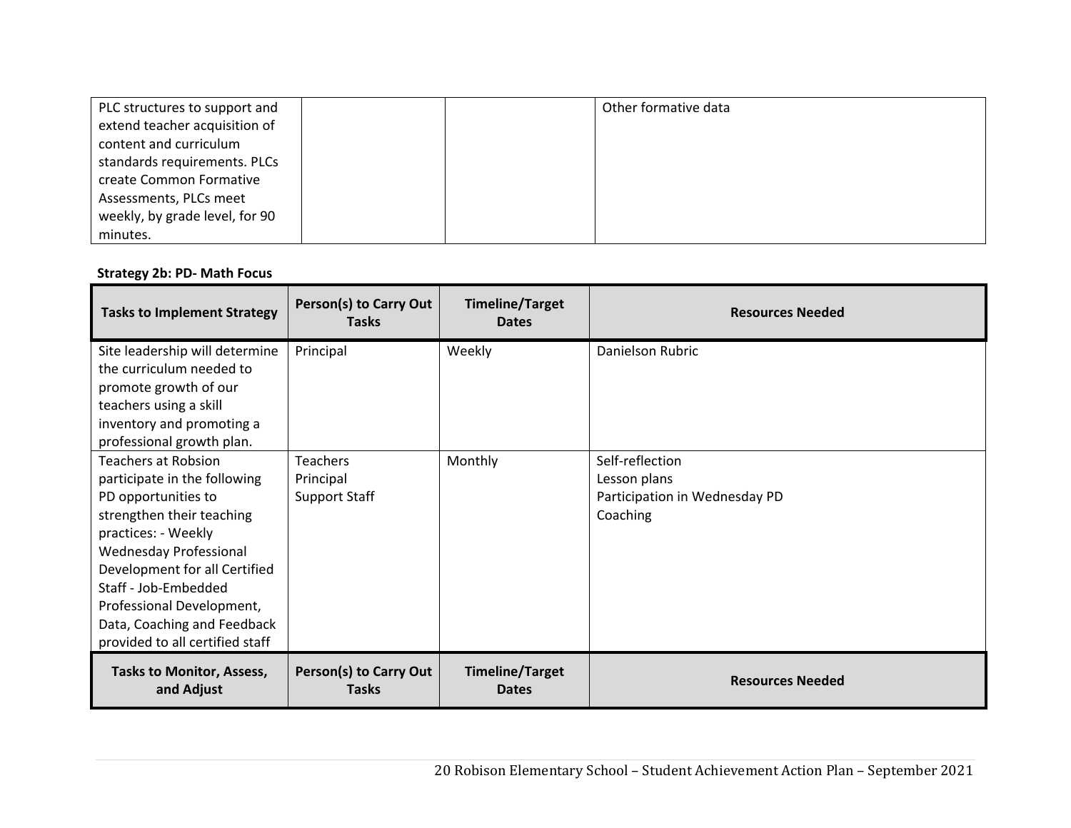| | | | |
|---|---|---|---|
| PLC structures to support and extend teacher acquisition of content and curriculum standards requirements. PLCs create Common Formative Assessments, PLCs meet weekly, by grade level, for 90 minutes. | | | Other formative data |

**Strategy 2b: PD- Math Focus**

| Tasks to Implement Strategy | Person(s) to Carry Out Tasks | Timeline/Target Dates | Resources Needed |
|---|---|---|---|
| Site leadership will determine the curriculum needed to promote growth of our teachers using a skill inventory and promoting a professional growth plan. | Principal | Weekly | Danielson Rubric |
| Teachers at Robsion participate in the following PD opportunities to strengthen their teaching practices: - Weekly Wednesday Professional Development for all Certified Staff - Job-Embedded Professional Development, Data, Coaching and Feedback provided to all certified staff | Teachers<br>Principal<br>Support Staff | Monthly | Self-reflection<br>Lesson plans<br>Participation in Wednesday PD<br>Coaching |
| **Tasks to Monitor, Assess, and Adjust** | **Person(s) to Carry Out Tasks** | **Timeline/Target Dates** | **Resources Needed** |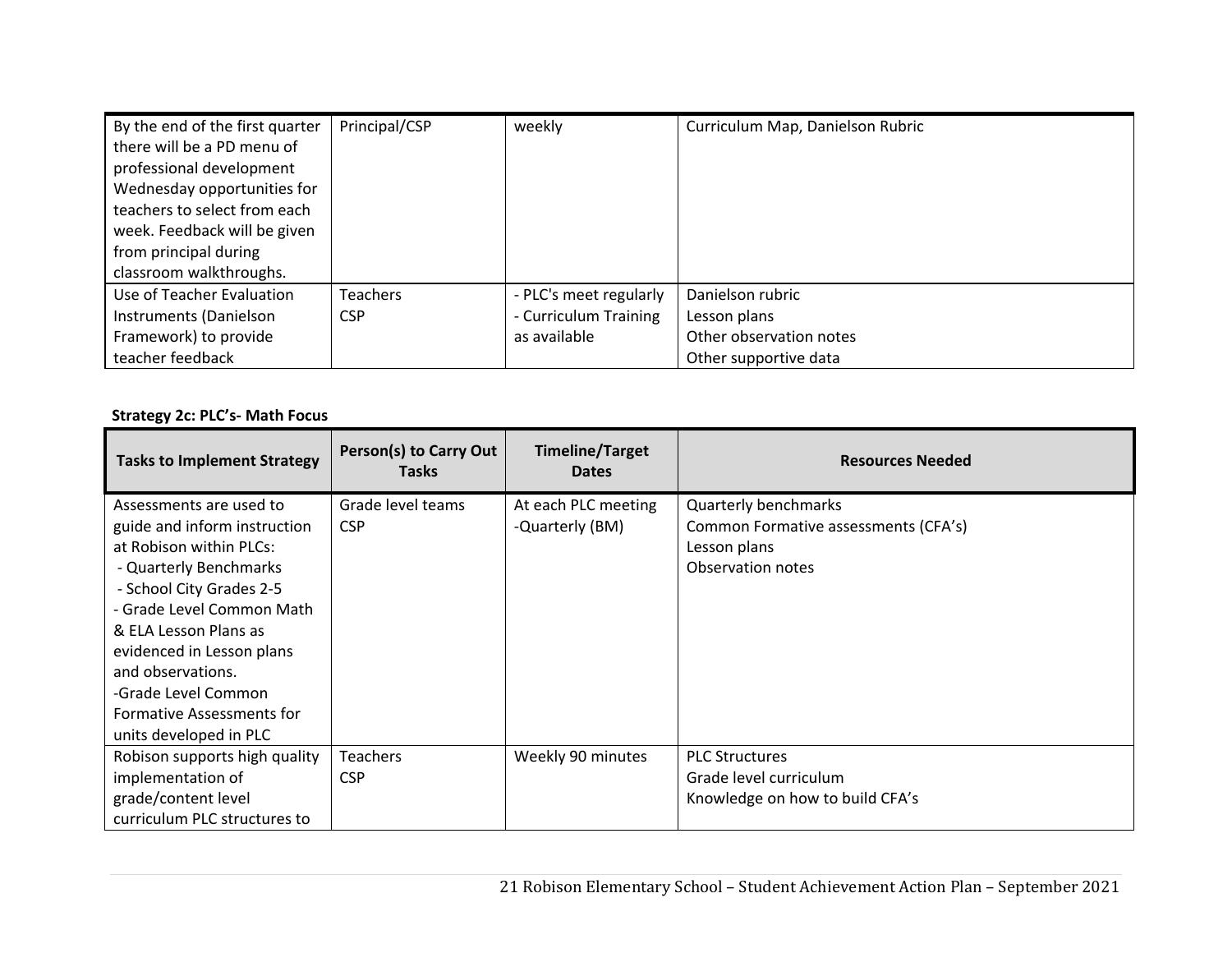| | | | |
|---|---|---|---|
| By the end of the first quarter there will be a PD menu of professional development Wednesday opportunities for teachers to select from each week. Feedback will be given from principal during classroom walkthroughs. | Principal/CSP | weekly | Curriculum Map, Danielson Rubric |
| Use of Teacher Evaluation Instruments (Danielson Framework) to provide teacher feedback | Teachers<br>CSP | - PLC's meet regularly<br>- Curriculum Training as available | Danielson rubric<br>Lesson plans<br>Other observation notes<br>Other supportive data |

**Strategy 2c: PLC's- Math Focus**

| Tasks to Implement Strategy | Person(s) to Carry Out Tasks | Timeline/Target Dates | Resources Needed |
|---|---|---|---|
| Assessments are used to guide and inform instruction at Robison within PLCs:<br>- Quarterly Benchmarks<br>- School City Grades 2-5<br>- Grade Level Common Math & ELA Lesson Plans as evidenced in Lesson plans and observations.<br>-Grade Level Common Formative Assessments for units developed in PLC | Grade level teams<br>CSP | At each PLC meeting<br>-Quarterly (BM) | Quarterly benchmarks<br>Common Formative assessments (CFA's)<br>Lesson plans<br>Observation notes |
| Robison supports high quality implementation of grade/content level curriculum PLC structures to | Teachers<br>CSP | Weekly 90 minutes | PLC Structures<br>Grade level curriculum<br>Knowledge on how to build CFA's |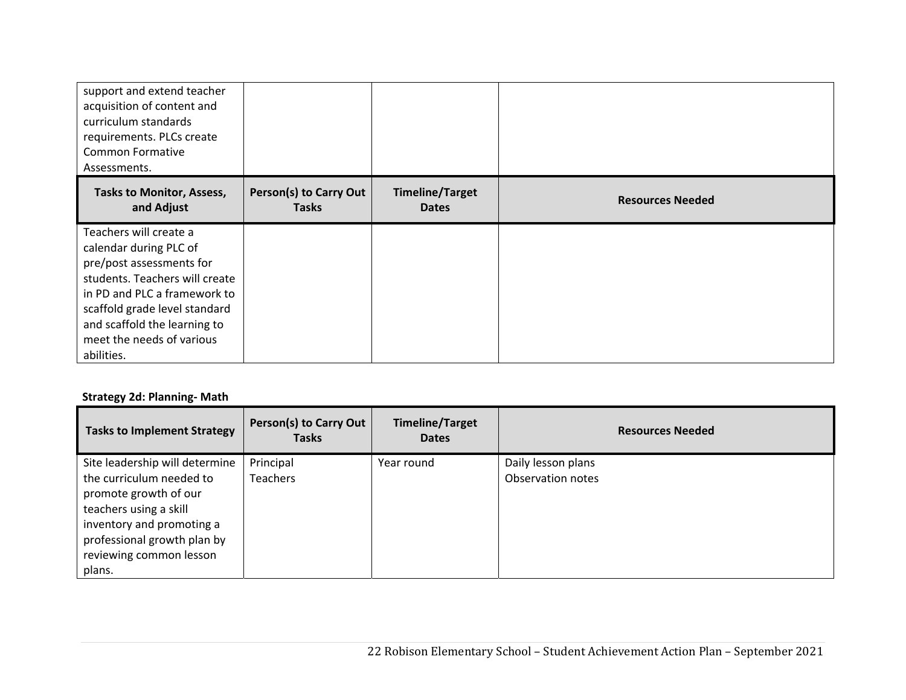| | | | |
|---|---|---|---|
| support and extend teacher acquisition of content and curriculum standards requirements. PLCs create Common Formative Assessments. | | | |
| **Tasks to Monitor, Assess, and Adjust** | **Person(s) to Carry Out Tasks** | **Timeline/Target Dates** | **Resources Needed** |
| Teachers will create a calendar during PLC of pre/post assessments for students. Teachers will create in PD and PLC a framework to scaffold grade level standard and scaffold the learning to meet the needs of various abilities. | | | |

**Strategy 2d: Planning- Math**

| Tasks to Implement Strategy | Person(s) to Carry Out Tasks | Timeline/Target Dates | Resources Needed |
|---|---|---|---|
| Site leadership will determine the curriculum needed to promote growth of our teachers using a skill inventory and promoting a professional growth plan by reviewing common lesson plans. | Principal<br>Teachers | Year round | Daily lesson plans<br>Observation notes |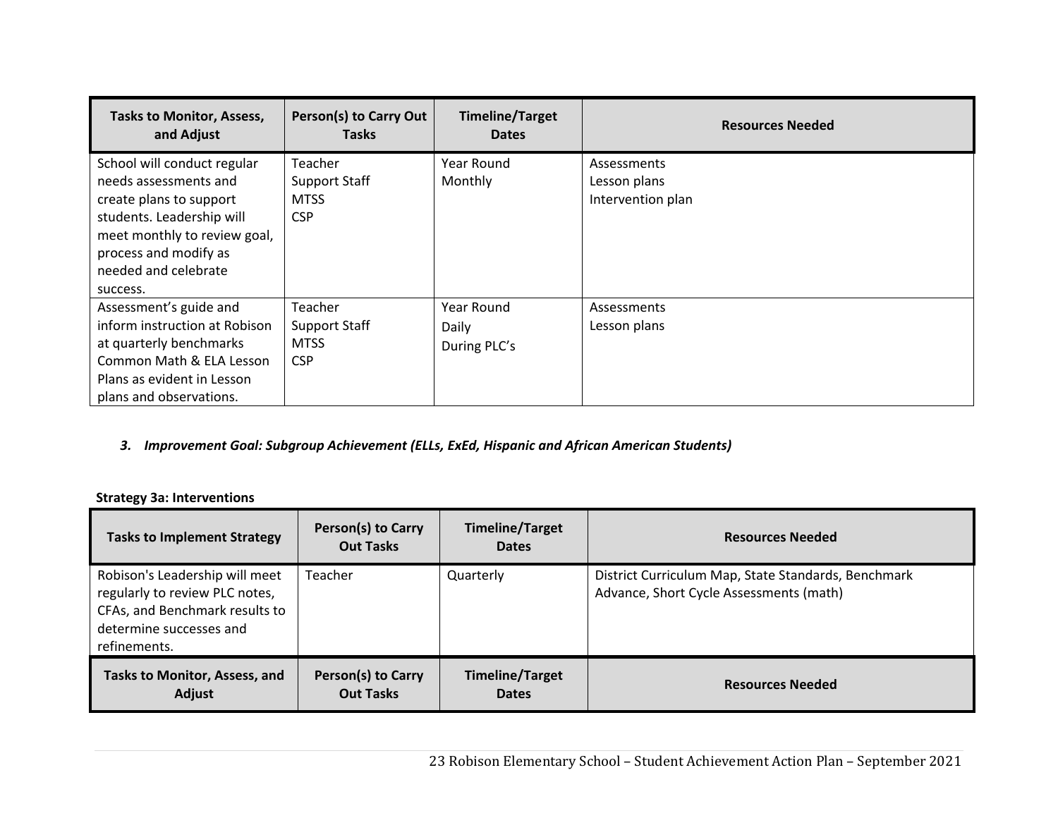| Tasks to Monitor, Assess, and Adjust | Person(s) to Carry Out Tasks | Timeline/Target Dates | Resources Needed |
|---|---|---|---|
| School will conduct regular needs assessments and create plans to support students. Leadership will meet monthly to review goal, process and modify as needed and celebrate success. | Teacher<br>Support Staff<br>MTSS<br>CSP | Year Round<br>Monthly | Assessments<br>Lesson plans<br>Intervention plan |
| Assessment's guide and inform instruction at Robison at quarterly benchmarks Common Math & ELA Lesson Plans as evident in Lesson plans and observations. | Teacher<br>Support Staff<br>MTSS<br>CSP | Year Round<br>Daily<br>During PLC's | Assessments<br>Lesson plans |

3. ***Improvement Goal: Subgroup Achievement (ELLs, ExEd, Hispanic and African American Students)***

**Strategy 3a: Interventions**

| Tasks to Implement Strategy | Person(s) to Carry Out Tasks | Timeline/Target Dates | Resources Needed |
|---|---|---|---|
| Robison's Leadership will meet regularly to review PLC notes, CFAs, and Benchmark results to determine successes and refinements. | Teacher | Quarterly | District Curriculum Map, State Standards, Benchmark Advance, Short Cycle Assessments (math) |
| **Tasks to Monitor, Assess, and Adjust** | **Person(s) to Carry Out Tasks** | **Timeline/Target Dates** | **Resources Needed** |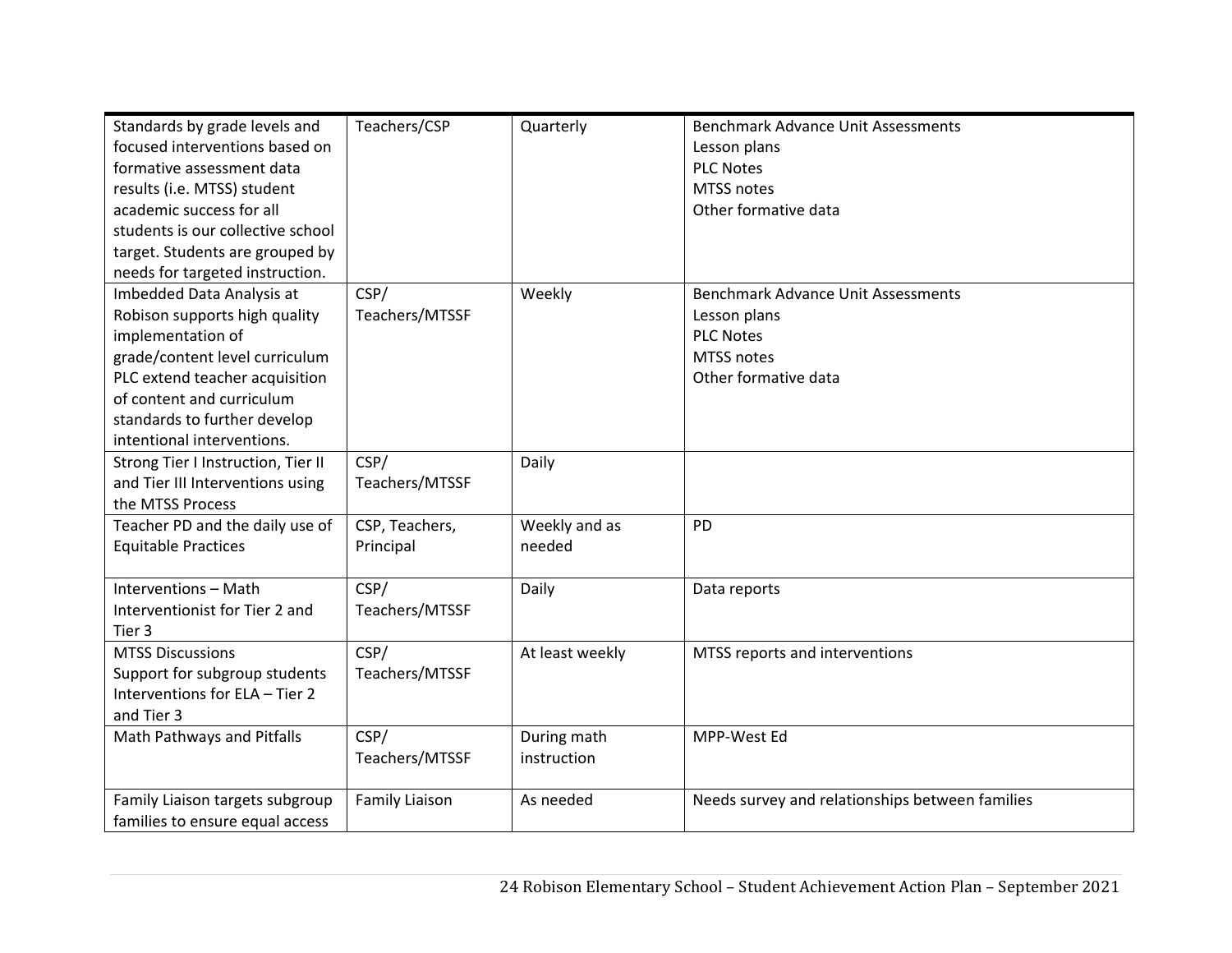| | | | |
|---|---|---|---|
| Standards by grade levels and focused interventions based on formative assessment data results (i.e. MTSS) student academic success for all students is our collective school target. Students are grouped by needs for targeted instruction. | Teachers/CSP | Quarterly | Benchmark Advance Unit Assessments<br>Lesson plans<br>PLC Notes<br>MTSS notes<br>Other formative data |
| Imbedded Data Analysis at Robison supports high quality implementation of grade/content level curriculum PLC extend teacher acquisition of content and curriculum standards to further develop intentional interventions. | CSP/ Teachers/MTSSF | Weekly | Benchmark Advance Unit Assessments<br>Lesson plans<br>PLC Notes<br>MTSS notes<br>Other formative data |
| Strong Tier I Instruction, Tier II and Tier III Interventions using the MTSS Process | CSP/ Teachers/MTSSF | Daily | |
| Teacher PD and the daily use of Equitable Practices | CSP, Teachers, Principal | Weekly and as needed | PD |
| Interventions – Math Interventionist for Tier 2 and Tier 3 | CSP/ Teachers/MTSSF | Daily | Data reports |
| MTSS Discussions<br>Support for subgroup students<br>Interventions for ELA – Tier 2 and Tier 3 | CSP/ Teachers/MTSSF | At least weekly | MTSS reports and interventions |
| Math Pathways and Pitfalls | CSP/ Teachers/MTSSF | During math instruction | MPP-West Ed |
| Family Liaison targets subgroup families to ensure equal access | Family Liaison | As needed | Needs survey and relationships between families |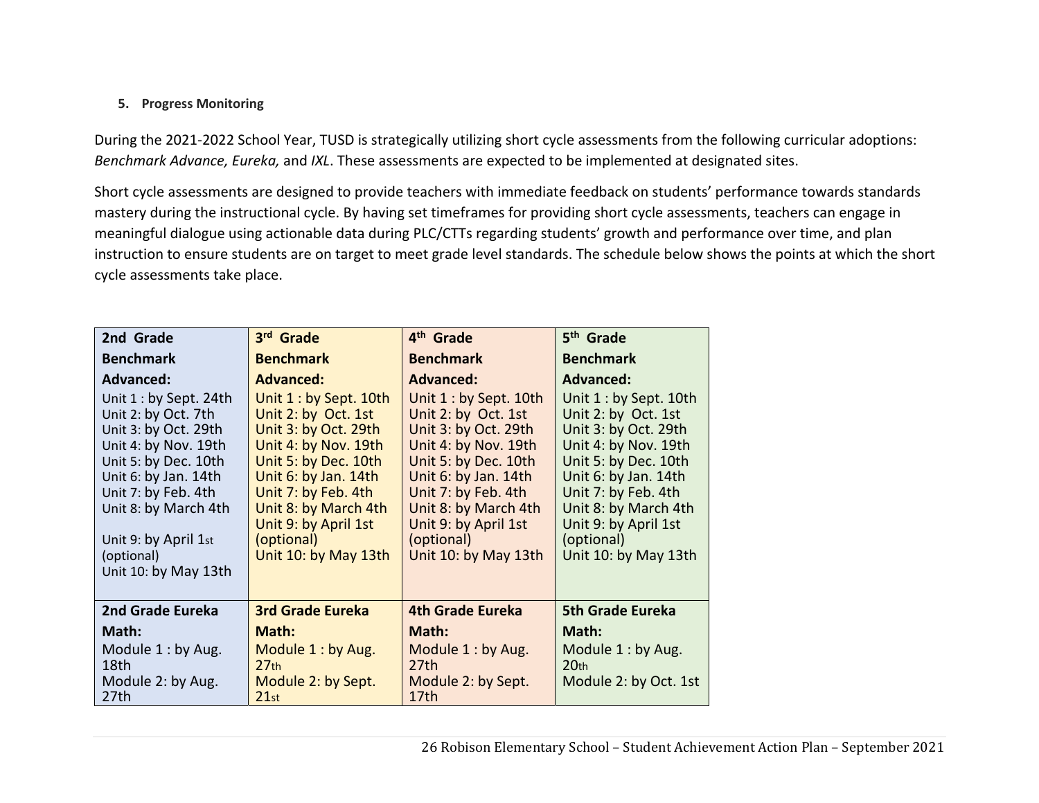5. **Progress Monitoring**

During the 2021-2022 School Year, TUSD is strategically utilizing short cycle assessments from the following curricular adoptions: *Benchmark Advance, Eureka,* and *IXL*. These assessments are expected to be implemented at designated sites.

Short cycle assessments are designed to provide teachers with immediate feedback on students' performance towards standards mastery during the instructional cycle. By having set timeframes for providing short cycle assessments, teachers can engage in meaningful dialogue using actionable data during PLC/CTTs regarding students' growth and performance over time, and plan instruction to ensure students are on target to meet grade level standards. The schedule below shows the points at which the short cycle assessments take place.

| **2nd Grade Benchmark Advanced:** | **3rd Grade Benchmark Advanced:** | **4th Grade Benchmark Advanced:** | **5th Grade Benchmark Advanced:** |
|---|---|---|---|
| Unit 1 : by Sept. 24th<br>Unit 2: by Oct. 7th<br>Unit 3: by Oct. 29th<br>Unit 4: by Nov. 19th<br>Unit 5: by Dec. 10th<br>Unit 6: by Jan. 14th<br>Unit 7: by Feb. 4th<br>Unit 8: by March 4th<br>Unit 9: by April 1st (optional)<br>Unit 10: by May 13th | Unit 1 : by Sept. 10th<br>Unit 2: by Oct. 1st<br>Unit 3: by Oct. 29th<br>Unit 4: by Nov. 19th<br>Unit 5: by Dec. 10th<br>Unit 6: by Jan. 14th<br>Unit 7: by Feb. 4th<br>Unit 8: by March 4th<br>Unit 9: by April 1st (optional)<br>Unit 10: by May 13th | Unit 1 : by Sept. 10th<br>Unit 2: by Oct. 1st<br>Unit 3: by Oct. 29th<br>Unit 4: by Nov. 19th<br>Unit 5: by Dec. 10th<br>Unit 6: by Jan. 14th<br>Unit 7: by Feb. 4th<br>Unit 8: by March 4th<br>Unit 9: by April 1st (optional)<br>Unit 10: by May 13th | Unit 1 : by Sept. 10th<br>Unit 2: by Oct. 1st<br>Unit 3: by Oct. 29th<br>Unit 4: by Nov. 19th<br>Unit 5: by Dec. 10th<br>Unit 6: by Jan. 14th<br>Unit 7: by Feb. 4th<br>Unit 8: by March 4th<br>Unit 9: by April 1st (optional)<br>Unit 10: by May 13th |
| **2nd Grade Eureka Math:** | **3rd Grade Eureka Math:** | **4th Grade Eureka Math:** | **5th Grade Eureka Math:** |
| Module 1 : by Aug. 18th<br>Module 2: by Aug. 27th | Module 1 : by Aug. 27th<br>Module 2: by Sept. 21st | Module 1 : by Aug. 27th<br>Module 2: by Sept. 17th | Module 1 : by Aug. 20th<br>Module 2: by Oct. 1st |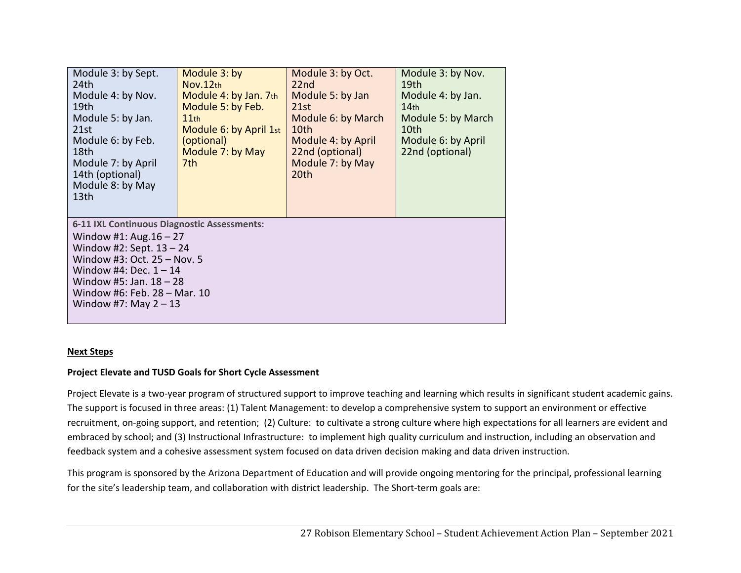| | | | |
|---|---|---|---|
| Module 3: by Sept. 24th<br>Module 4: by Nov. 19th<br>Module 5: by Jan. 21st<br>Module 6: by Feb. 18th<br>Module 7: by April 14th (optional)<br>Module 8: by May 13th | Module 3: by Nov.12th<br>Module 4: by Jan. 7th<br>Module 5: by Feb. 11th<br>Module 6: by April 1st (optional)<br>Module 7: by May 7th | Module 3: by Oct. 22nd<br>Module 5: by Jan 21st<br>Module 6: by March 10th<br>Module 4: by April 22nd (optional)<br>Module 7: by May 20th | Module 3: by Nov. 19th<br>Module 4: by Jan. 14th<br>Module 5: by March 10th<br>Module 6: by April 22nd (optional) |
| **6-11 IXL Continuous Diagnostic Assessments:**<br>Window #1: Aug.16 – 27<br>Window #2: Sept. 13 – 24<br>Window #3: Oct. 25 – Nov. 5<br>Window #4: Dec. 1 – 14<br>Window #5: Jan. 18 – 28<br>Window #6: Feb. 28 – Mar. 10<br>Window #7: May 2 – 13 | | | |

**Next Steps**

**Project Elevate and TUSD Goals for Short Cycle Assessment**

Project Elevate is a two-year program of structured support to improve teaching and learning which results in significant student academic gains. The support is focused in three areas: (1) Talent Management: to develop a comprehensive system to support an environment or effective recruitment, on-going support, and retention; (2) Culture: to cultivate a strong culture where high expectations for all learners are evident and embraced by school; and (3) Instructional Infrastructure: to implement high quality curriculum and instruction, including an observation and feedback system and a cohesive assessment system focused on data driven decision making and data driven instruction.

This program is sponsored by the Arizona Department of Education and will provide ongoing mentoring for the principal, professional learning for the site's leadership team, and collaboration with district leadership. The Short-term goals are: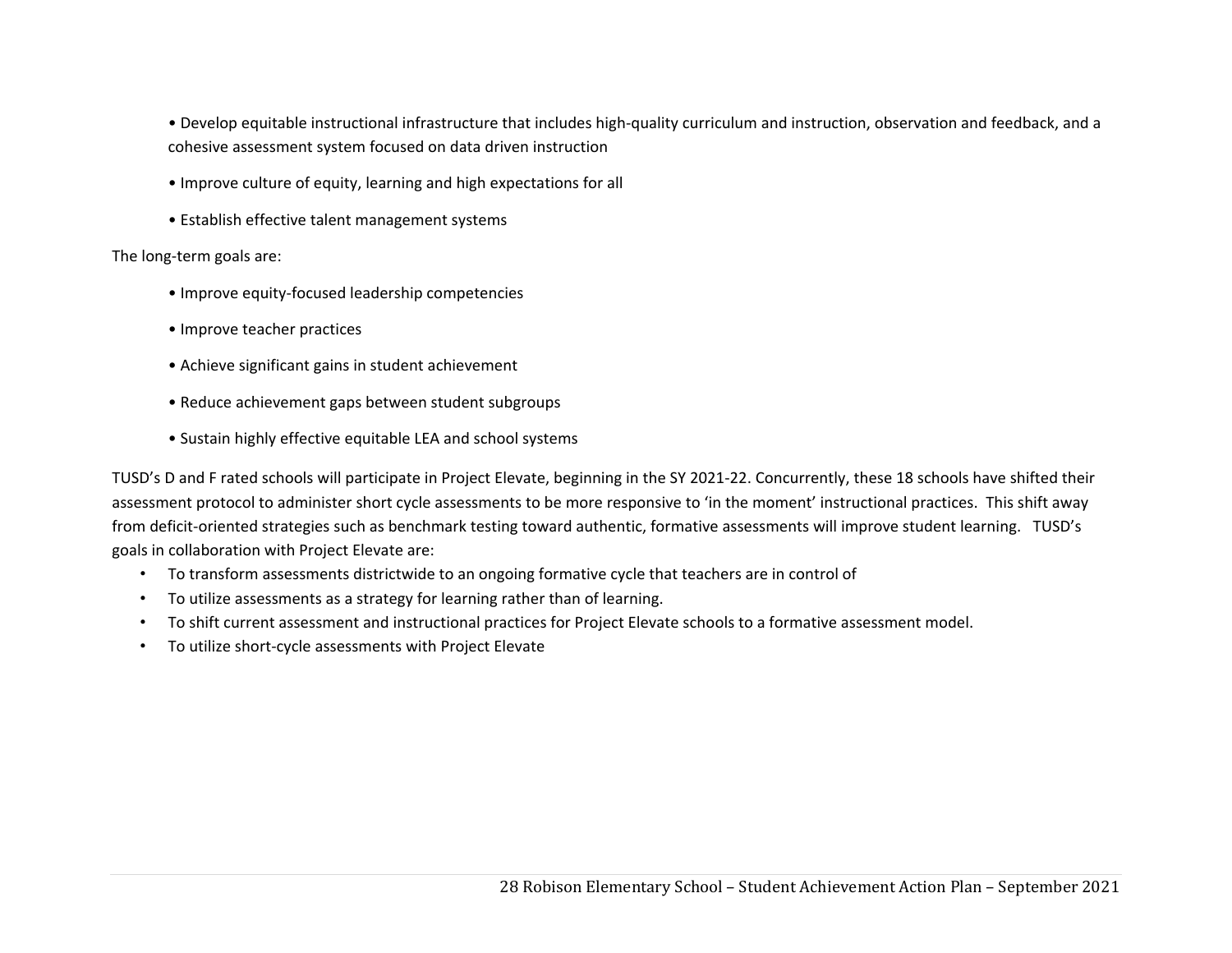- Develop equitable instructional infrastructure that includes high-quality curriculum and instruction, observation and feedback, and a cohesive assessment system focused on data driven instruction
- Improve culture of equity, learning and high expectations for all
- Establish effective talent management systems

The long-term goals are:

- Improve equity-focused leadership competencies
- Improve teacher practices
- Achieve significant gains in student achievement
- Reduce achievement gaps between student subgroups
- Sustain highly effective equitable LEA and school systems

TUSD's D and F rated schools will participate in Project Elevate, beginning in the SY 2021-22. Concurrently, these 18 schools have shifted their assessment protocol to administer short cycle assessments to be more responsive to 'in the moment' instructional practices. This shift away from deficit-oriented strategies such as benchmark testing toward authentic, formative assessments will improve student learning. TUSD's goals in collaboration with Project Elevate are:

- To transform assessments districtwide to an ongoing formative cycle that teachers are in control of
- To utilize assessments as a strategy for learning rather than of learning.
- To shift current assessment and instructional practices for Project Elevate schools to a formative assessment model.
- To utilize short-cycle assessments with Project Elevate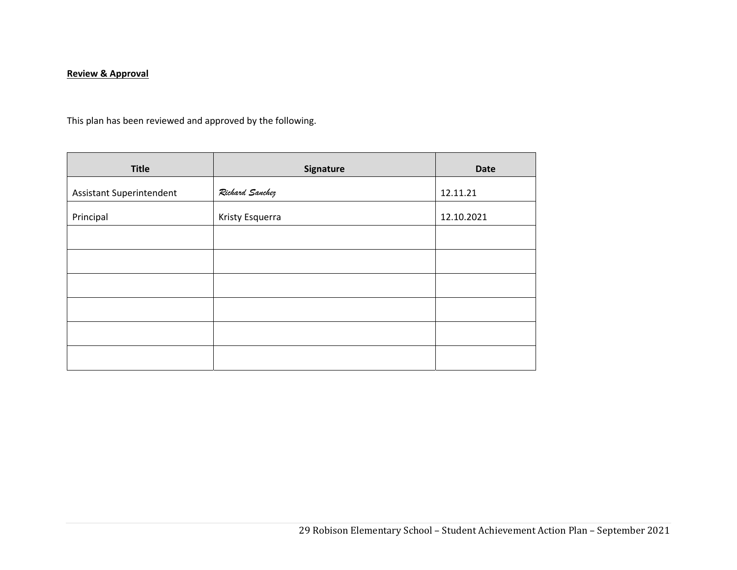**Review & Approval**

This plan has been reviewed and approved by the following.

| Title | Signature | Date |
| --- | --- | --- |
| Assistant Superintendent | *Richard Sanchez* | 12.11.21 |
| Principal | Kristy Esquerra | 12.10.2021 |
| | | |
| | | |
| | | |
| | | |
| | | |
| | | |